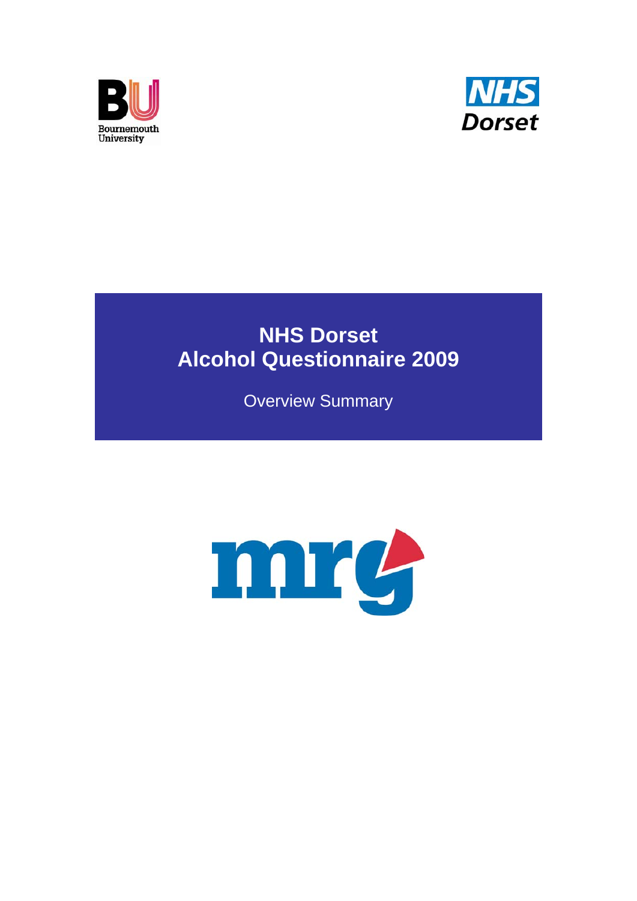Bournemouth University

NHS Dorset

# NHS Dorset Alcohol Questionnaire 2009

Overview Summary

mrg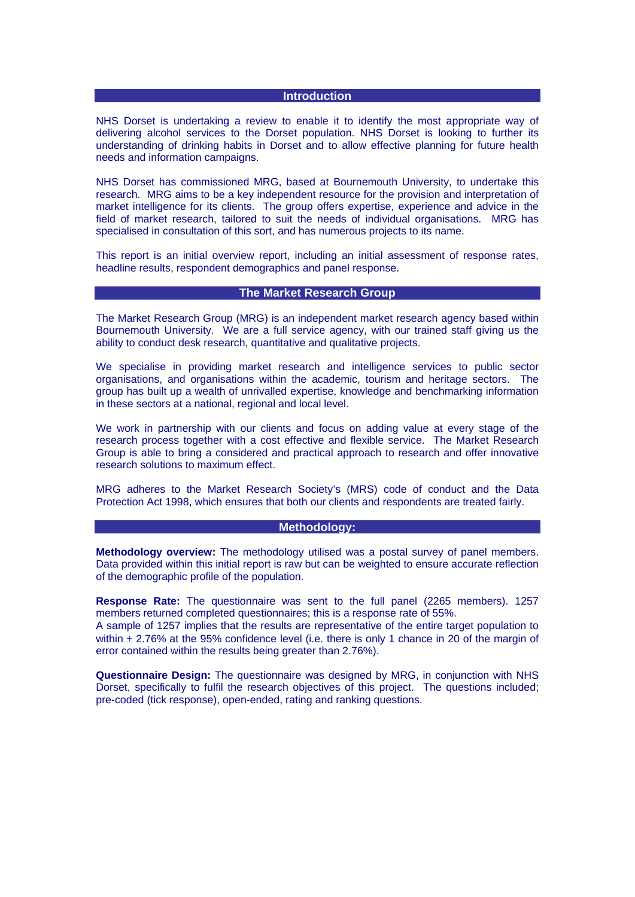## Introduction

NHS Dorset is undertaking a review to enable it to identify the most appropriate way of delivering alcohol services to the Dorset population. NHS Dorset is looking to further its understanding of drinking habits in Dorset and to allow effective planning for future health needs and information campaigns.

NHS Dorset has commissioned MRG, based at Bournemouth University, to undertake this research. MRG aims to be a key independent resource for the provision and interpretation of market intelligence for its clients. The group offers expertise, experience and advice in the field of market research, tailored to suit the needs of individual organisations. MRG has specialised in consultation of this sort, and has numerous projects to its name.

This report is an initial overview report, including an initial assessment of response rates, headline results, respondent demographics and panel response.

## The Market Research Group

The Market Research Group (MRG) is an independent market research agency based within Bournemouth University. We are a full service agency, with our trained staff giving us the ability to conduct desk research, quantitative and qualitative projects.

We specialise in providing market research and intelligence services to public sector organisations, and organisations within the academic, tourism and heritage sectors. The group has built up a wealth of unrivalled expertise, knowledge and benchmarking information in these sectors at a national, regional and local level.

We work in partnership with our clients and focus on adding value at every stage of the research process together with a cost effective and flexible service. The Market Research Group is able to bring a considered and practical approach to research and offer innovative research solutions to maximum effect.

MRG adheres to the Market Research Society's (MRS) code of conduct and the Data Protection Act 1998, which ensures that both our clients and respondents are treated fairly.

## Methodology:

**Methodology overview:** The methodology utilised was a postal survey of panel members. Data provided within this initial report is raw but can be weighted to ensure accurate reflection of the demographic profile of the population.

**Response Rate:** The questionnaire was sent to the full panel (2265 members). 1257 members returned completed questionnaires; this is a response rate of 55%.
A sample of 1257 implies that the results are representative of the entire target population to within $\pm$ 2.76% at the 95% confidence level (i.e. there is only 1 chance in 20 of the margin of error contained within the results being greater than 2.76%).

**Questionnaire Design:** The questionnaire was designed by MRG, in conjunction with NHS Dorset, specifically to fulfil the research objectives of this project. The questions included; pre-coded (tick response), open-ended, rating and ranking questions.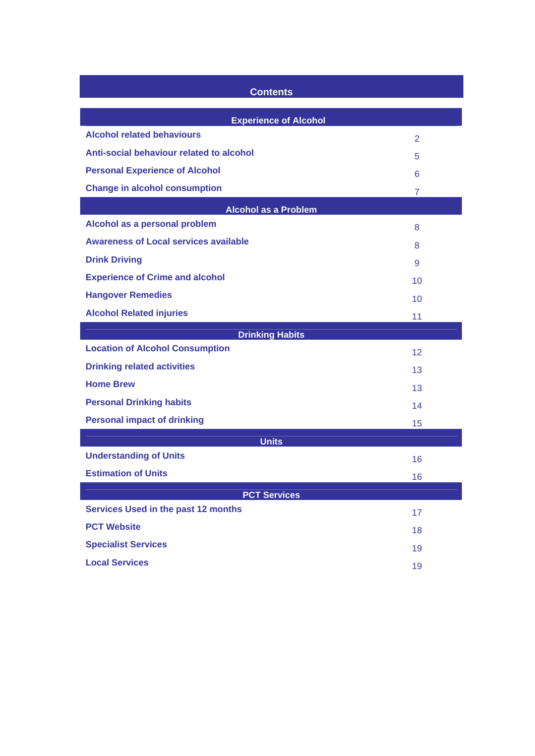# Contents

| Experience of Alcohol | |
|---|---|
| Alcohol related behaviours | 2 |
| Anti-social behaviour related to alcohol | 5 |
| Personal Experience of Alcohol | 6 |
| Change in alcohol consumption | 7 |
| **Alcohol as a Problem** | |
| Alcohol as a personal problem | 8 |
| Awareness of Local services available | 8 |
| Drink Driving | 9 |
| Experience of Crime and alcohol | 10 |
| Hangover Remedies | 10 |
| Alcohol Related injuries | 11 |
| **Drinking Habits** | |
| Location of Alcohol Consumption | 12 |
| Drinking related activities | 13 |
| Home Brew | 13 |
| Personal Drinking habits | 14 |
| Personal impact of drinking | 15 |
| **Units** | |
| Understanding of Units | 16 |
| Estimation of Units | 16 |
| **PCT Services** | |
| Services Used in the past 12 months | 17 |
| PCT Website | 18 |
| Specialist Services | 19 |
| Local Services | 19 |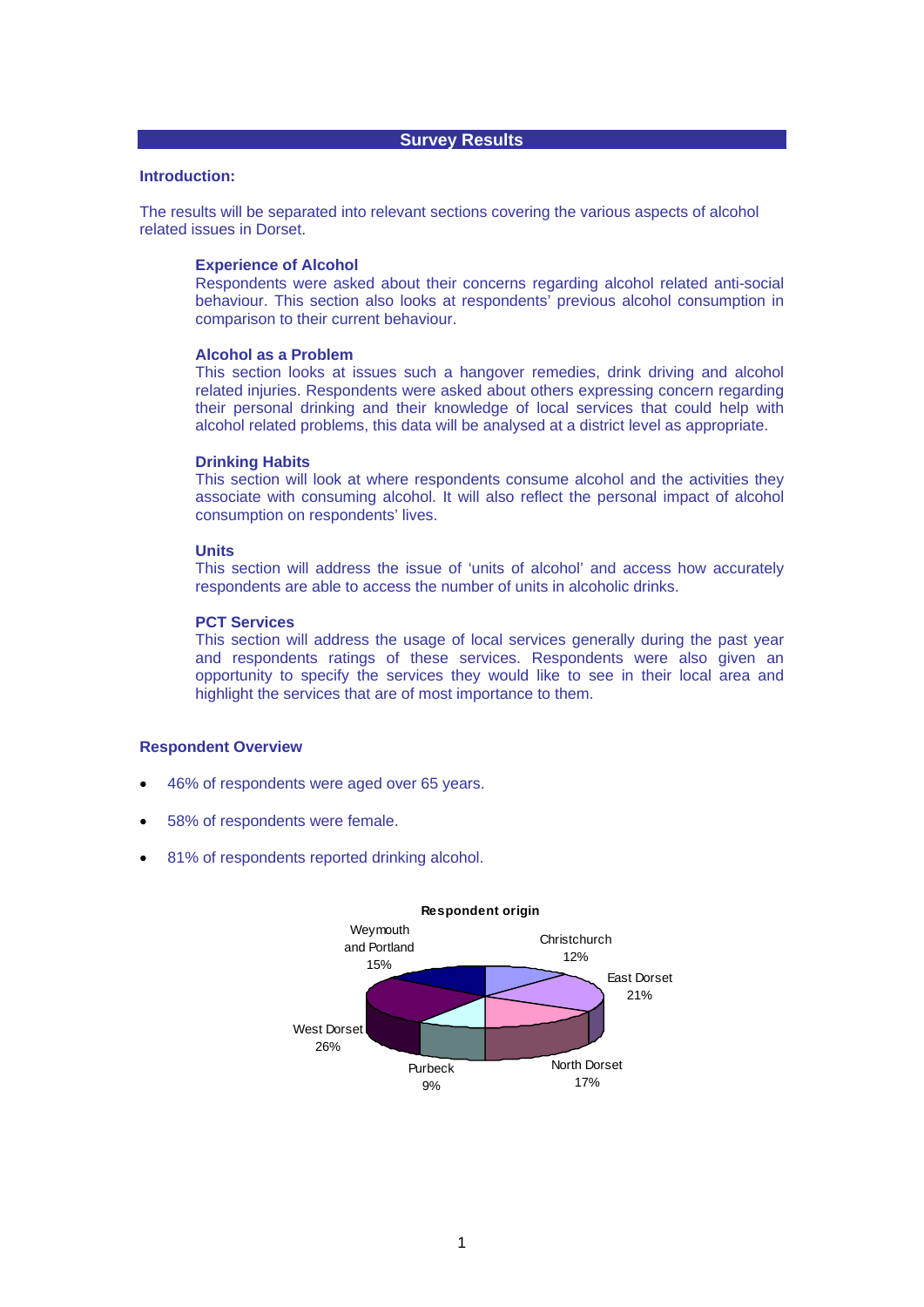## Survey Results

### Introduction:

The results will be separated into relevant sections covering the various aspects of alcohol related issues in Dorset.

**Experience of Alcohol**
Respondents were asked about their concerns regarding alcohol related anti-social behaviour. This section also looks at respondents' previous alcohol consumption in comparison to their current behaviour.

**Alcohol as a Problem**
This section looks at issues such a hangover remedies, drink driving and alcohol related injuries. Respondents were asked about others expressing concern regarding their personal drinking and their knowledge of local services that could help with alcohol related problems, this data will be analysed at a district level as appropriate.

**Drinking Habits**
This section will look at where respondents consume alcohol and the activities they associate with consuming alcohol. It will also reflect the personal impact of alcohol consumption on respondents' lives.

**Units**
This section will address the issue of 'units of alcohol' and access how accurately respondents are able to access the number of units in alcoholic drinks.

**PCT Services**
This section will address the usage of local services generally during the past year and respondents ratings of these services. Respondents were also given an opportunity to specify the services they would like to see in their local area and highlight the services that are of most importance to them.

### Respondent Overview

- 46% of respondents were aged over 65 years.
- 58% of respondents were female.
- 81% of respondents reported drinking alcohol.

**Respondent origin**

| Area | % |
|---|---|
| Christchurch | 12% |
| East Dorset | 21% |
| North Dorset | 17% |
| Purbeck | 9% |
| West Dorset | 26% |
| Weymouth and Portland | 15% |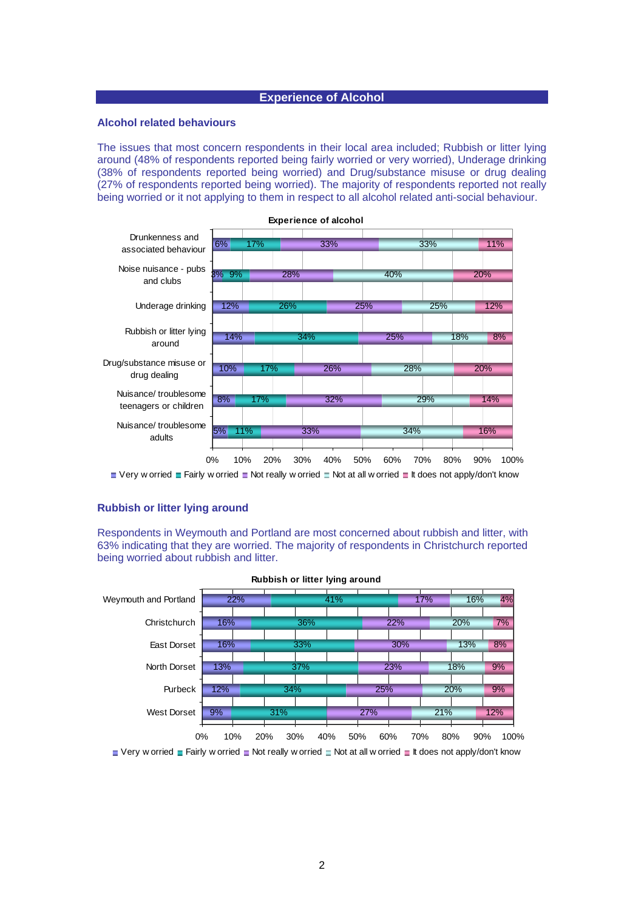## Experience of Alcohol

### Alcohol related behaviours

The issues that most concern respondents in their local area included; Rubbish or litter lying around (48% of respondents reported being fairly worried or very worried), Underage drinking (38% of respondents reported being worried) and Drug/substance misuse or drug dealing (27% of respondents reported being worried). The majority of respondents reported not really being worried or it not applying to them in respect to all alcohol related anti-social behaviour.

**Experience of alcohol**

| | Very worried | Fairly worried | Not really worried | Not at all worried | It does not apply/don't know |
|---|---|---|---|---|---|
| Drunkenness and associated behaviour | 6% | 17% | 33% | 33% | 11% |
| Noise nuisance - pubs and clubs | 3% | 9% | 28% | 40% | 20% |
| Underage drinking | 12% | 26% | 25% | 25% | 12% |
| Rubbish or litter lying around | 14% | 34% | 25% | 18% | 8% |
| Drug/substance misuse or drug dealing | 10% | 17% | 26% | 28% | 20% |
| Nuisance/ troublesome teenagers or children | 8% | 17% | 32% | 29% | 14% |
| Nuisance/ troublesome adults | 5% | 11% | 33% | 34% | 16% |

### Rubbish or litter lying around

Respondents in Weymouth and Portland are most concerned about rubbish and litter, with 63% indicating that they are worried. The majority of respondents in Christchurch reported being worried about rubbish and litter.

**Rubbish or litter lying around**

| | Very worried | Fairly worried | Not really worried | Not at all worried | It does not apply/don't know |
|---|---|---|---|---|---|
| Weymouth and Portland | 22% | 41% | 17% | 16% | 4% |
| Christchurch | 16% | 36% | 22% | 20% | 7% |
| East Dorset | 16% | 33% | 30% | 13% | 8% |
| North Dorset | 13% | 37% | 23% | 18% | 9% |
| Purbeck | 12% | 34% | 25% | 20% | 9% |
| West Dorset | 9% | 31% | 27% | 21% | 12% |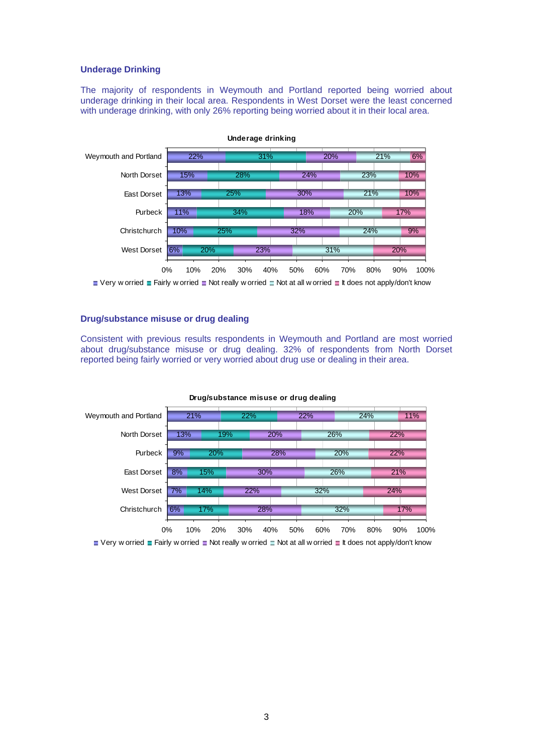### Underage Drinking

The majority of respondents in Weymouth and Portland reported being worried about underage drinking in their local area. Respondents in West Dorset were the least concerned with underage drinking, with only 26% reporting being worried about it in their local area.

**Underage drinking**

| | Very worried | Fairly worried | Not really worried | Not at all worried | It does not apply/don't know |
|---|---|---|---|---|---|
| Weymouth and Portland | 22% | 31% | 20% | 21% | 6% |
| North Dorset | 15% | 28% | 24% | 23% | 10% |
| East Dorset | 13% | 25% | 30% | 21% | 10% |
| Purbeck | 11% | 34% | 18% | 20% | 17% |
| Christchurch | 10% | 25% | 32% | 24% | 9% |
| West Dorset | 6% | 20% | 23% | 31% | 20% |

### Drug/substance misuse or drug dealing

Consistent with previous results respondents in Weymouth and Portland are most worried about drug/substance misuse or drug dealing. 32% of respondents from North Dorset reported being fairly worried or very worried about drug use or dealing in their area.

**Drug/substance misuse or drug dealing**

| | Very worried | Fairly worried | Not really worried | Not at all worried | It does not apply/don't know |
|---|---|---|---|---|---|
| Weymouth and Portland | 21% | 22% | 22% | 24% | 11% |
| North Dorset | 13% | 19% | 20% | 26% | 22% |
| Purbeck | 9% | 20% | 28% | 20% | 22% |
| East Dorset | 8% | 15% | 30% | 26% | 21% |
| West Dorset | 7% | 14% | 22% | 32% | 24% |
| Christchurch | 6% | 17% | 28% | 32% | 17% |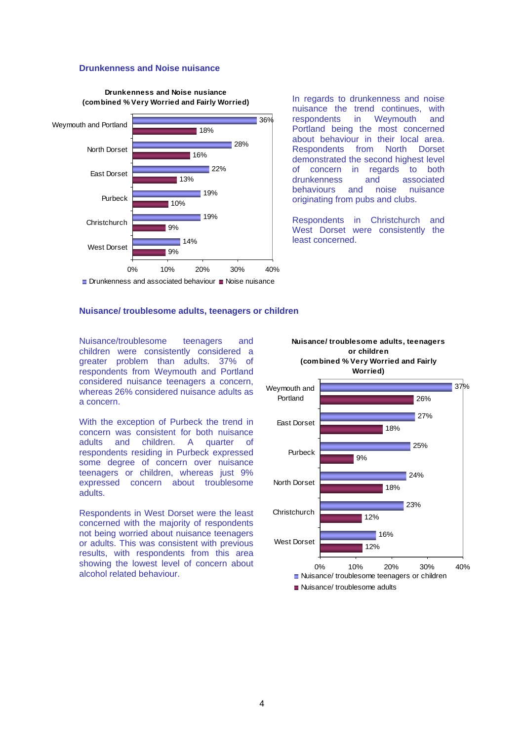## Drunkenness and Noise nuisance

**Drunkenness and Noise nusiance (combined % Very Worried and Fairly Worried)**

| Area | Drunkenness and associated behaviour | Noise nuisance |
|---|---|---|
| Weymouth and Portland | 36% | 18% |
| North Dorset | 28% | 16% |
| East Dorset | 22% | 13% |
| Purbeck | 19% | 10% |
| Christchurch | 19% | 9% |
| West Dorset | 14% | 9% |

In regards to drunkenness and noise nuisance the trend continues, with respondents in Weymouth and Portland being the most concerned about behaviour in their local area. Respondents from North Dorset demonstrated the second highest level of concern in regards to both drunkenness and associated behaviours and noise nuisance originating from pubs and clubs.

Respondents in Christchurch and West Dorset were consistently the least concerned.

## Nuisance/ troublesome adults, teenagers or children

Nuisance/troublesome teenagers and children were consistently considered a greater problem than adults. 37% of respondents from Weymouth and Portland considered nuisance teenagers a concern, whereas 26% considered nuisance adults as a concern.

With the exception of Purbeck the trend in concern was consistent for both nuisance adults and children. A quarter of respondents residing in Purbeck expressed some degree of concern over nuisance teenagers or children, whereas just 9% expressed concern about troublesome adults.

Respondents in West Dorset were the least concerned with the majority of respondents not being worried about nuisance teenagers or adults. This was consistent with previous results, with respondents from this area showing the lowest level of concern about alcohol related behaviour.

**Nuisance/ troublesome adults, teenagers or children (combined % Very Worried and Fairly Worried)**

| Area | Nuisance/ troublesome teenagers or children | Nuisance/ troublesome adults |
|---|---|---|
| Weymouth and Portland | 37% | 26% |
| East Dorset | 27% | 18% |
| Purbeck | 25% | 9% |
| North Dorset | 24% | 18% |
| Christchurch | 23% | 12% |
| West Dorset | 16% | 12% |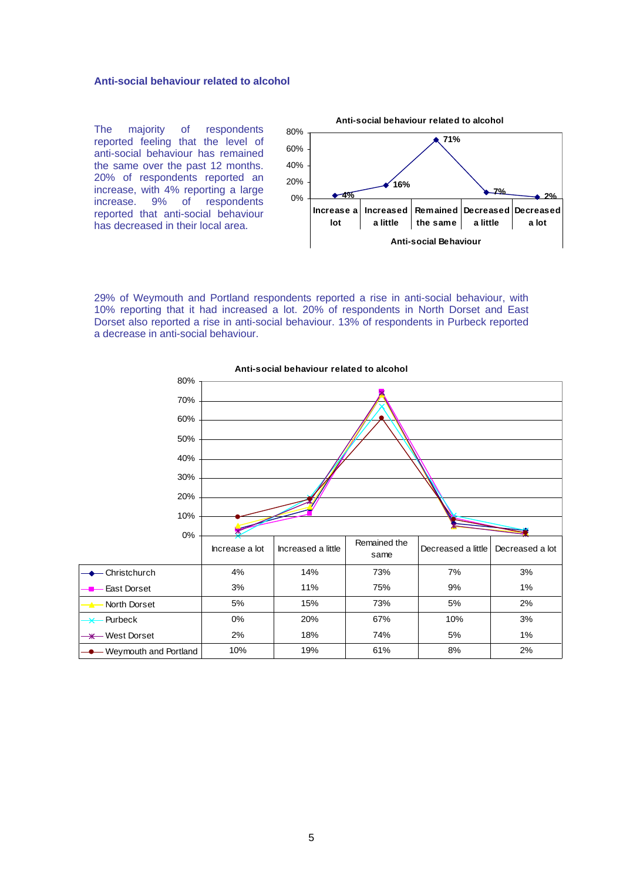### Anti-social behaviour related to alcohol

The majority of respondents reported feeling that the level of anti-social behaviour has remained the same over the past 12 months. 20% of respondents reported an increase, with 4% reporting a large increase. 9% of respondents reported that anti-social behaviour has decreased in their local area.

**Anti-social behaviour related to alcohol**

| Anti-social Behaviour | Increase a lot | Increased a little | Remained the same | Decreased a little | Decreased a lot |
|---|---|---|---|---|---|
| % | 4% | 16% | 71% | 7% | 2% |

29% of Weymouth and Portland respondents reported a rise in anti-social behaviour, with 10% reporting that it had increased a lot. 20% of respondents in North Dorset and East Dorset also reported a rise in anti-social behaviour. 13% of respondents in Purbeck reported a decrease in anti-social behaviour.

**Anti-social behaviour related to alcohol**

| | Increase a lot | Increased a little | Remained the same | Decreased a little | Decreased a lot |
|---|---|---|---|---|---|
| Christchurch | 4% | 14% | 73% | 7% | 3% |
| East Dorset | 3% | 11% | 75% | 9% | 1% |
| North Dorset | 5% | 15% | 73% | 5% | 2% |
| Purbeck | 0% | 20% | 67% | 10% | 3% |
| West Dorset | 2% | 18% | 74% | 5% | 1% |
| Weymouth and Portland | 10% | 19% | 61% | 8% | 2% |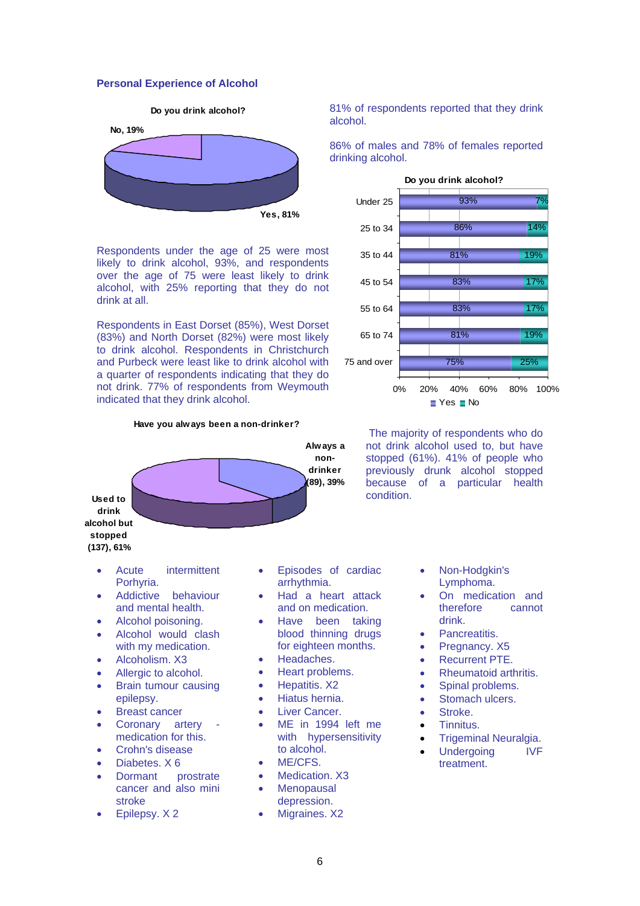## Personal Experience of Alcohol

**Do you drink alcohol?**

No, 19%

Yes, 81%

81% of respondents reported that they drink alcohol.

86% of males and 78% of females reported drinking alcohol.

**Do you drink alcohol?**

| Age | Yes | No |
|---|---|---|
| Under 25 | 93% | 7% |
| 25 to 34 | 86% | 14% |
| 35 to 44 | 81% | 19% |
| 45 to 54 | 83% | 17% |
| 55 to 64 | 83% | 17% |
| 65 to 74 | 81% | 19% |
| 75 and over | 75% | 25% |

Respondents under the age of 25 were most likely to drink alcohol, 93%, and respondents over the age of 75 were least likely to drink alcohol, with 25% reporting that they do not drink at all.

Respondents in East Dorset (85%), West Dorset (83%) and North Dorset (82%) were most likely to drink alcohol. Respondents in Christchurch and Purbeck were least like to drink alcohol with a quarter of respondents indicating that they do not drink. 77% of respondents from Weymouth indicated that they drink alcohol.

**Have you always been a non-drinker?**

Always a non-drinker (89), 39%

Used to drink alcohol but stopped (137), 61%

The majority of respondents who do not drink alcohol used to, but have stopped (61%). 41% of people who previously drunk alcohol stopped because of a particular health condition.

- Acute intermittent Porhyria.
- Addictive behaviour and mental health.
- Alcohol poisoning.
- Alcohol would clash with my medication.
- Alcoholism. X3
- Allergic to alcohol.
- Brain tumour causing epilepsy.
- Breast cancer
- Coronary artery - medication for this.
- Crohn's disease
- Diabetes. X 6
- Dormant prostrate cancer and also mini stroke
- Epilepsy. X 2
- Episodes of cardiac arrhythmia.
- Had a heart attack and on medication.
- Have been taking blood thinning drugs for eighteen months.
- Headaches.
- Heart problems.
- Hepatitis. X2
- Hiatus hernia.
- Liver Cancer.
- ME in 1994 left me with hypersensitivity to alcohol.
- ME/CFS.
- Medication. X3
- Menopausal depression.
- Migraines. X2
- Non-Hodgkin's Lymphoma.
- On medication and therefore cannot drink.
- Pancreatitis.
- Pregnancy. X5
- Recurrent PTE.
- Rheumatoid arthritis.
- Spinal problems.
- Stomach ulcers.
- Stroke.
- Tinnitus.
- Trigeminal Neuralgia.
- Undergoing IVF treatment.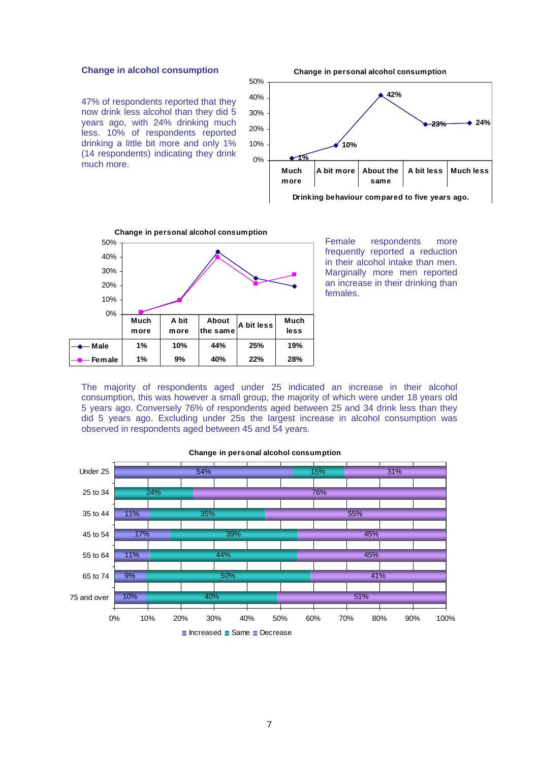### Change in alcohol consumption

47% of respondents reported that they now drink less alcohol than they did 5 years ago, with 24% drinking much less. 10% of respondents reported drinking a little bit more and only 1% (14 respondents) indicating they drink much more.

**Change in personal alcohol consumption**

| Drinking behaviour compared to five years ago. | Much more | A bit more | About the same | A bit less | Much less |
|---|---|---|---|---|---|
| | 1% | 10% | 42% | 23% | 24% |

Female respondents more frequently reported a reduction in their alcohol intake than men. Marginally more men reported an increase in their drinking than females.

**Change in personal alcohol consumption**

| | Much more | A bit more | About the same | A bit less | Much less |
|---|---|---|---|---|---|
| Male | 1% | 10% | 44% | 25% | 19% |
| Female | 1% | 9% | 40% | 22% | 28% |

The majority of respondents aged under 25 indicated an increase in their alcohol consumption, this was however a small group, the majority of which were under 18 years old 5 years ago. Conversely 76% of respondents aged between 25 and 34 drink less than they did 5 years ago. Excluding under 25s the largest increase in alcohol consumption was observed in respondents aged between 45 and 54 years.

**Change in personal alcohol consumption**

| | Increased | Same | Decrease |
|---|---|---|---|
| Under 25 | 54% | 15% | 31% |
| 25 to 34 | | 24% | 76% |
| 35 to 44 | 11% | 35% | 55% |
| 45 to 54 | 17% | 39% | 45% |
| 55 to 64 | 11% | 44% | 45% |
| 65 to 74 | 9% | 50% | 41% |
| 75 and over | 10% | 40% | 51% |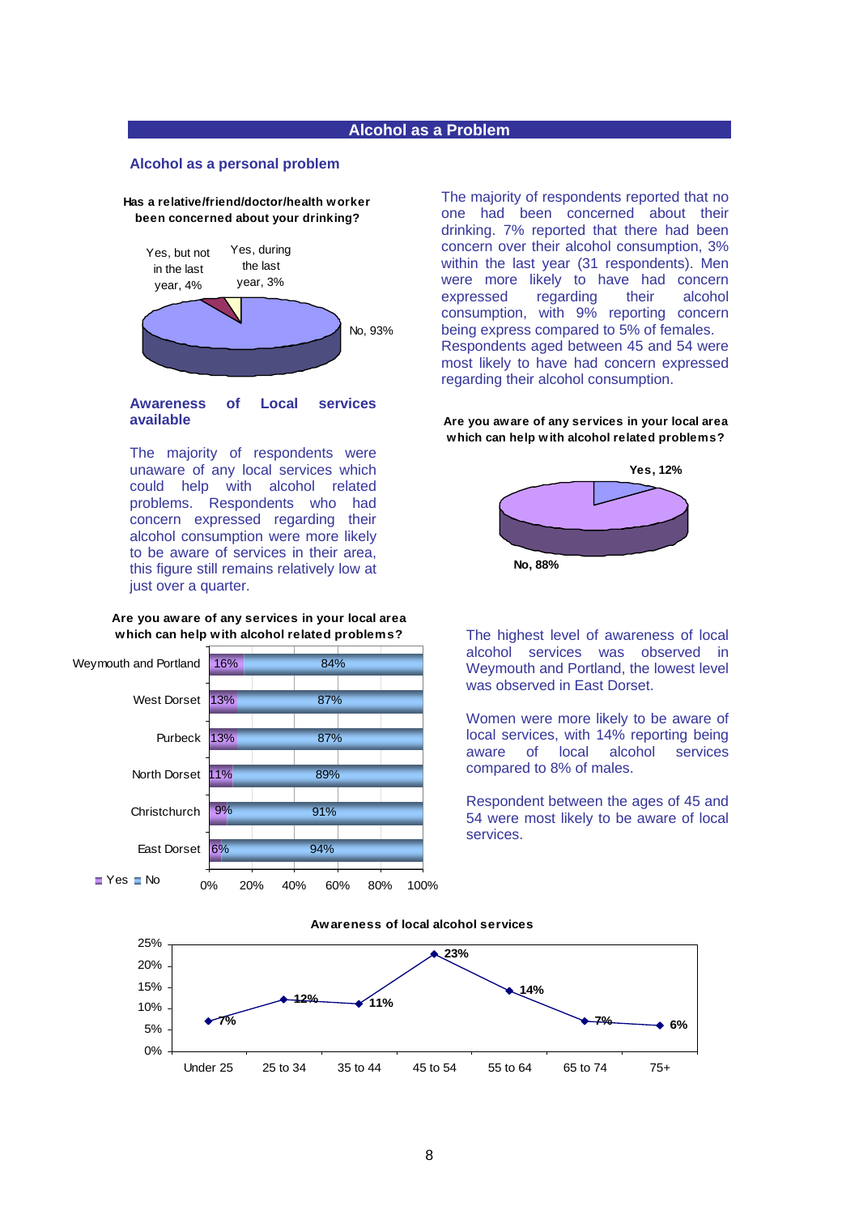## Alcohol as a Problem

### Alcohol as a personal problem

**Has a relative/friend/doctor/health worker been concerned about your drinking?**

| Response | % |
|---|---|
| Yes, but not in the last year | 4% |
| Yes, during the last year | 3% |
| No | 93% |

The majority of respondents reported that no one had been concerned about their drinking. 7% reported that there had been concern over their alcohol consumption, 3% within the last year (31 respondents). Men were more likely to have had concern expressed regarding their alcohol consumption, with 9% reporting concern being express compared to 5% of females. Respondents aged between 45 and 54 were most likely to have had concern expressed regarding their alcohol consumption.

### Awareness of Local services available

The majority of respondents were unaware of any local services which could help with alcohol related problems. Respondents who had concern expressed regarding their alcohol consumption were more likely to be aware of services in their area, this figure still remains relatively low at just over a quarter.

**Are you aware of any services in your local area which can help with alcohol related problems?**

| Response | % |
|---|---|
| Yes | 12% |
| No | 88% |

**Are you aware of any services in your local area which can help with alcohol related problems?**

| Area | Yes | No |
|---|---|---|
| Weymouth and Portland | 16% | 84% |
| West Dorset | 13% | 87% |
| Purbeck | 13% | 87% |
| North Dorset | 11% | 89% |
| Christchurch | 9% | 91% |
| East Dorset | 6% | 94% |

The highest level of awareness of local alcohol services was observed in Weymouth and Portland, the lowest level was observed in East Dorset.

Women were more likely to be aware of local services, with 14% reporting being aware of local alcohol services compared to 8% of males.

Respondent between the ages of 45 and 54 were most likely to be aware of local services.

**Awareness of local alcohol services**

| Age | Awareness |
|---|---|
| Under 25 | 7% |
| 25 to 34 | 12% |
| 35 to 44 | 11% |
| 45 to 54 | 23% |
| 55 to 64 | 14% |
| 65 to 74 | 7% |
| 75+ | 6% |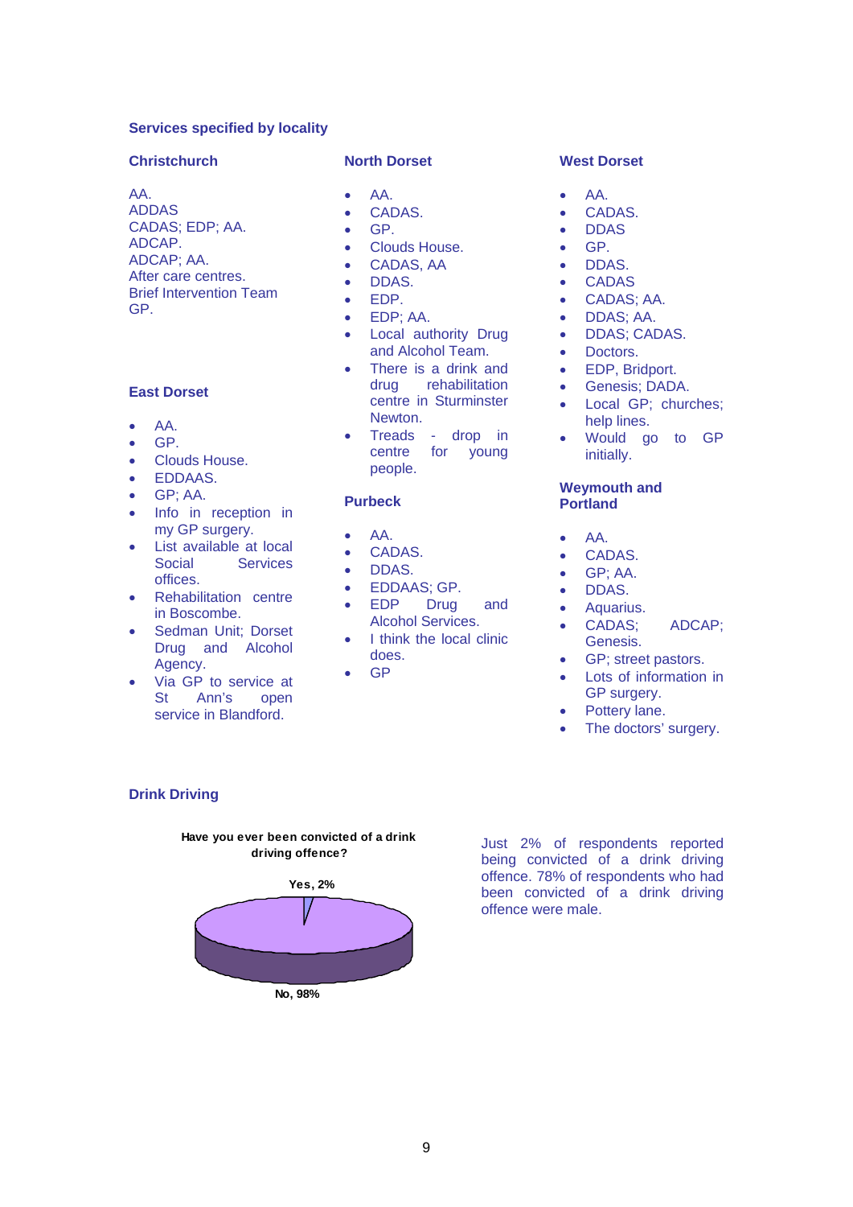## Services specified by locality

### Christchurch

AA.
ADDAS
CADAS; EDP; AA.
ADCAP.
ADCAP; AA.
After care centres.
Brief Intervention Team
GP.

### East Dorset

- AA.
- GP.
- Clouds House.
- EDDAAS.
- GP; AA.
- Info in reception in my GP surgery.
- List available at local Social Services offices.
- Rehabilitation centre in Boscombe.
- Sedman Unit; Dorset Drug and Alcohol Agency.
- Via GP to service at St Ann's open service in Blandford.

### North Dorset

- AA.
- CADAS.
- GP.
- Clouds House.
- CADAS, AA
- DDAS.
- EDP.
- EDP; AA.
- Local authority Drug and Alcohol Team.
- There is a drink and drug rehabilitation centre in Sturminster Newton.
- Treads - drop in centre for young people.

### Purbeck

- AA.
- CADAS.
- DDAS.
- EDDAAS; GP.
- EDP Drug and Alcohol Services.
- I think the local clinic does.
- GP

### West Dorset

- AA.
- CADAS.
- DDAS
- GP.
- DDAS.
- CADAS
- CADAS; AA.
- DDAS; AA.
- DDAS; CADAS.
- Doctors.
- EDP, Bridport.
- Genesis; DADA.
- Local GP; churches; help lines.
- Would go to GP initially.

### Weymouth and Portland

- AA.
- CADAS.
- GP; AA.
- DDAS.
- Aquarius.
- CADAS; ADCAP; Genesis.
- GP; street pastors.
- Lots of information in GP surgery.
- Pottery lane.
- The doctors' surgery.

## Drink Driving

**Have you ever been convicted of a drink driving offence?**

Yes, 2%

No, 98%

Just 2% of respondents reported being convicted of a drink driving offence. 78% of respondents who had been convicted of a drink driving offence were male.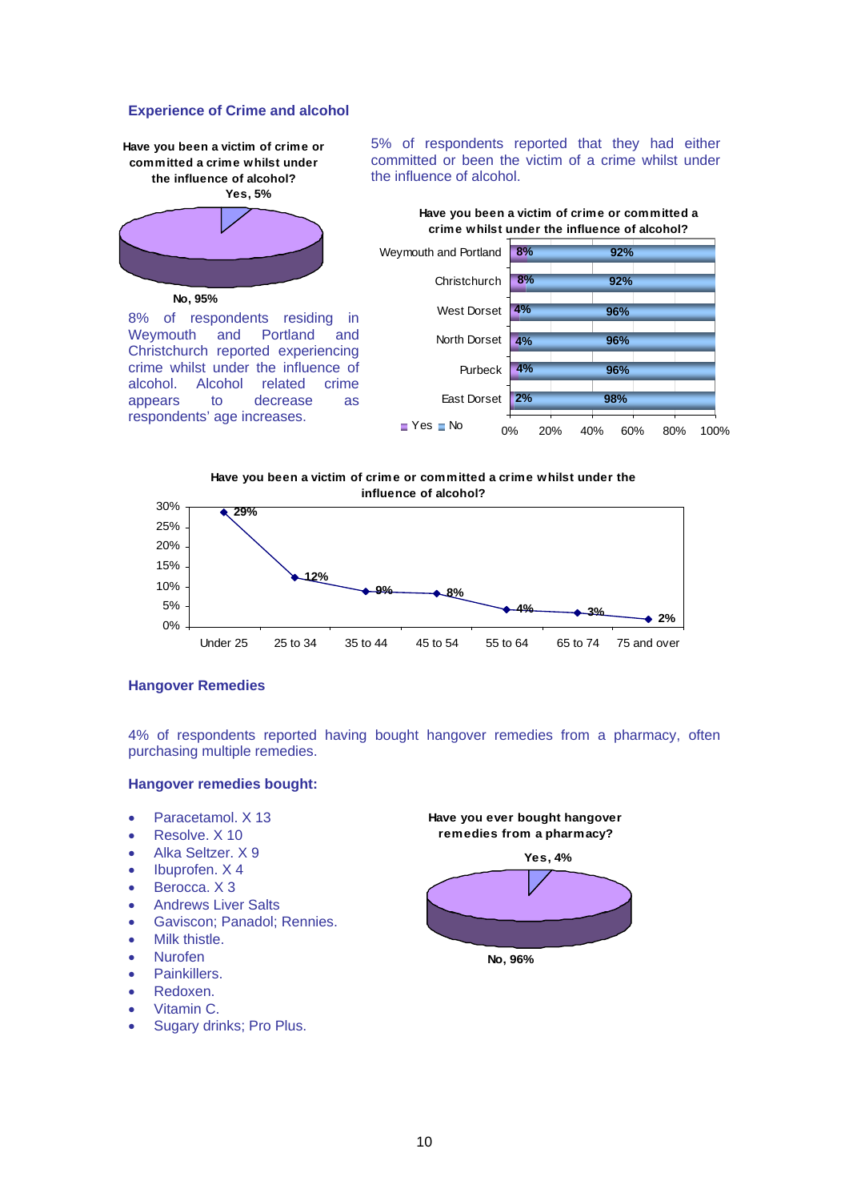## Experience of Crime and alcohol

**Have you been a victim of crime or committed a crime whilst under the influence of alcohol?**

Yes, 5%

No, 95%

5% of respondents reported that they had either committed or been the victim of a crime whilst under the influence of alcohol.

8% of respondents residing in Weymouth and Portland and Christchurch reported experiencing crime whilst under the influence of alcohol. Alcohol related crime appears to decrease as respondents' age increases.

**Have you been a victim of crime or committed a crime whilst under the influence of alcohol?**

| | Yes | No |
|---|---|---|
| Weymouth and Portland | 8% | 92% |
| Christchurch | 8% | 92% |
| West Dorset | 4% | 96% |
| North Dorset | 4% | 96% |
| Purbeck | 4% | 96% |
| East Dorset | 2% | 98% |

**Have you been a victim of crime or committed a crime whilst under the influence of alcohol?**

| Under 25 | 25 to 34 | 35 to 44 | 45 to 54 | 55 to 64 | 65 to 74 | 75 and over |
|---|---|---|---|---|---|---|
| 29% | 12% | 9% | 8% | 4% | 3% | 2% |

## Hangover Remedies

4% of respondents reported having bought hangover remedies from a pharmacy, often purchasing multiple remedies.

### Hangover remedies bought:

- Paracetamol. X 13
- Resolve. X 10
- Alka Seltzer. X 9
- Ibuprofen. X 4
- Berocca. X 3
- Andrews Liver Salts
- Gaviscon; Panadol; Rennies.
- Milk thistle.
- Nurofen
- Painkillers.
- Redoxen.
- Vitamin C.
- Sugary drinks; Pro Plus.

**Have you ever bought hangover remedies from a pharmacy?**

Yes, 4%

No, 96%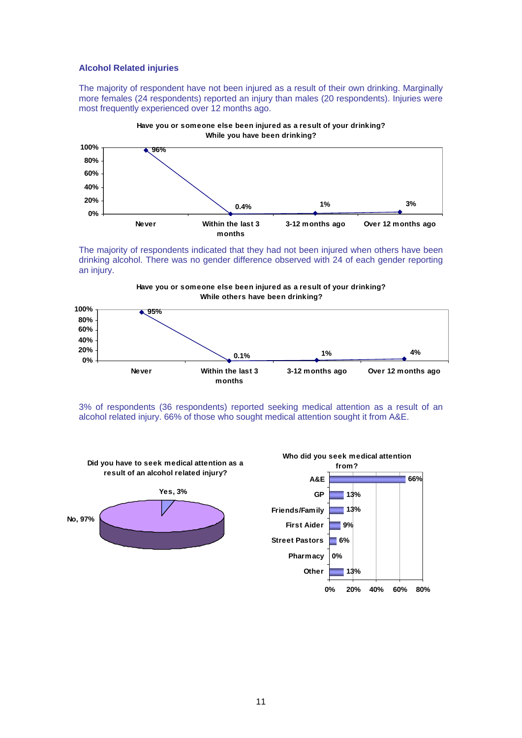## Alcohol Related injuries

The majority of respondent have not been injured as a result of their own drinking. Marginally more females (24 respondents) reported an injury than males (20 respondents). Injuries were most frequently experienced over 12 months ago.

**Have you or someone else been injured as a result of your drinking? While you have been drinking?**

| Never | Within the last 3 months | 3-12 months ago | Over 12 months ago |
|---|---|---|---|
| 96% | 0.4% | 1% | 3% |

The majority of respondents indicated that they had not been injured when others have been drinking alcohol. There was no gender difference observed with 24 of each gender reporting an injury.

**Have you or someone else been injured as a result of your drinking? While others have been drinking?**

| Never | Within the last 3 months | 3-12 months ago | Over 12 months ago |
|---|---|---|---|
| 95% | 0.1% | 1% | 4% |

3% of respondents (36 respondents) reported seeking medical attention as a result of an alcohol related injury. 66% of those who sought medical attention sought it from A&E.

**Did you have to seek medical attention as a result of an alcohol related injury?**

| Response | % |
|---|---|
| Yes | 3% |
| No | 97% |

**Who did you seek medical attention from?**

| Source | % |
|---|---|
| A&E | 66% |
| GP | 13% |
| Friends/Family | 13% |
| First Aider | 9% |
| Street Pastors | 6% |
| Pharmacy | 0% |
| Other | 13% |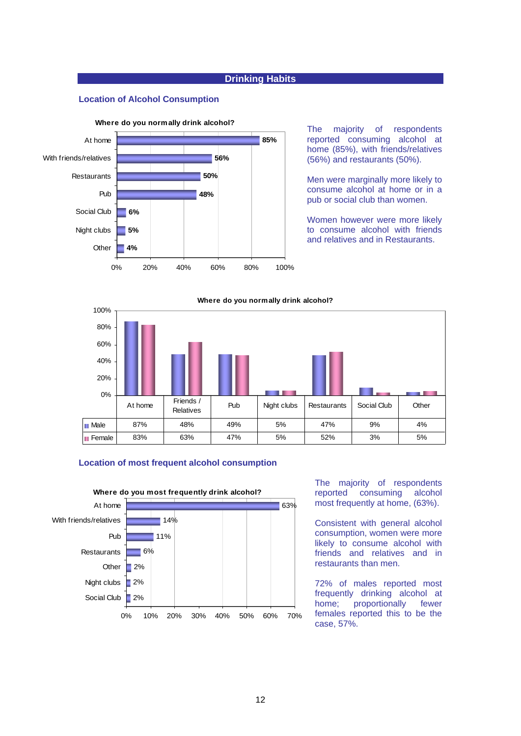# Drinking Habits

## Location of Alcohol Consumption

**Where do you normally drink alcohol?**

| Location | % |
|---|---|
| At home | 85% |
| With friends/relatives | 56% |
| Restaurants | 50% |
| Pub | 48% |
| Social Club | 6% |
| Night clubs | 5% |
| Other | 4% |

The majority of respondents reported consuming alcohol at home (85%), with friends/relatives (56%) and restaurants (50%).

Men were marginally more likely to consume alcohol at home or in a pub or social club than women.

Women however were more likely to consume alcohol with friends and relatives and in Restaurants.

**Where do you normally drink alcohol?**

| | At home | Friends / Relatives | Pub | Night clubs | Restaurants | Social Club | Other |
|---|---|---|---|---|---|---|---|
| Male | 87% | 48% | 49% | 5% | 47% | 9% | 4% |
| Female | 83% | 63% | 47% | 5% | 52% | 3% | 5% |

## Location of most frequent alcohol consumption

**Where do you most frequently drink alcohol?**

| Location | % |
|---|---|
| At home | 63% |
| With friends/relatives | 14% |
| Pub | 11% |
| Restaurants | 6% |
| Other | 2% |
| Night clubs | 2% |
| Social Club | 2% |

The majority of respondents reported consuming alcohol most frequently at home, (63%).

Consistent with general alcohol consumption, women were more likely to consume alcohol with friends and relatives and in restaurants than men.

72% of males reported most frequently drinking alcohol at home; proportionally fewer females reported this to be the case, 57%.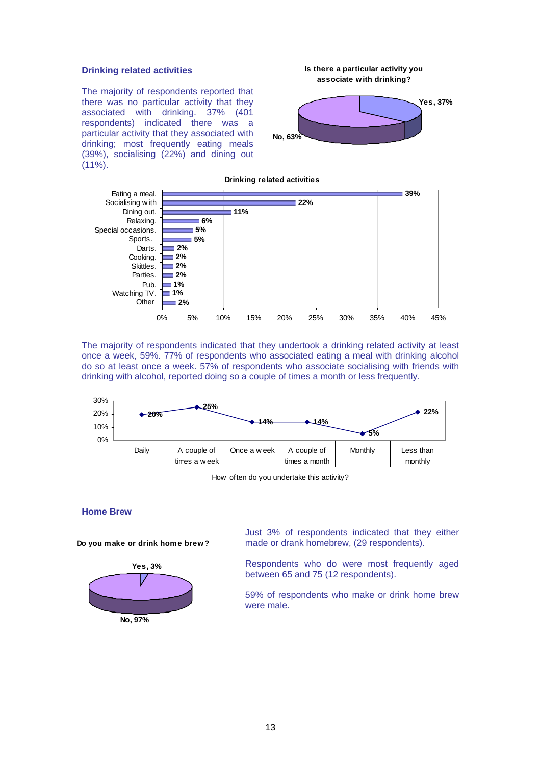## Drinking related activities

The majority of respondents reported that there was no particular activity that they associated with drinking. 37% (401 respondents) indicated there was a particular activity that they associated with drinking; most frequently eating meals (39%), socialising (22%) and dining out (11%).

**Is there a particular activity you associate with drinking?**

| Response | Percentage |
|---|---|
| Yes | 37% |
| No | 63% |

**Drinking related activities**

| Activity | Percentage |
|---|---|
| Eating a meal. | 39% |
| Socialising with | 22% |
| Dining out. | 11% |
| Relaxing. | 6% |
| Special occasions. | 5% |
| Sports. | 5% |
| Darts. | 2% |
| Cooking. | 2% |
| Skittles. | 2% |
| Parties. | 2% |
| Pub. | 1% |
| Watching TV. | 1% |
| Other | 2% |

The majority of respondents indicated that they undertook a drinking related activity at least once a week, 59%. 77% of respondents who associated eating a meal with drinking alcohol do so at least once a week. 57% of respondents who associate socialising with friends with drinking with alcohol, reported doing so a couple of times a month or less frequently.

**How often do you undertake this activity?**

| Daily | A couple of times a week | Once a week | A couple of times a month | Monthly | Less than monthly |
|---|---|---|---|---|---|
| 20% | 25% | 14% | 14% | 5% | 22% |

## Home Brew

**Do you make or drink home brew?**

| Response | Percentage |
|---|---|
| Yes | 3% |
| No | 97% |

Just 3% of respondents indicated that they either made or drank homebrew, (29 respondents).

Respondents who do were most frequently aged between 65 and 75 (12 respondents).

59% of respondents who make or drink home brew were male.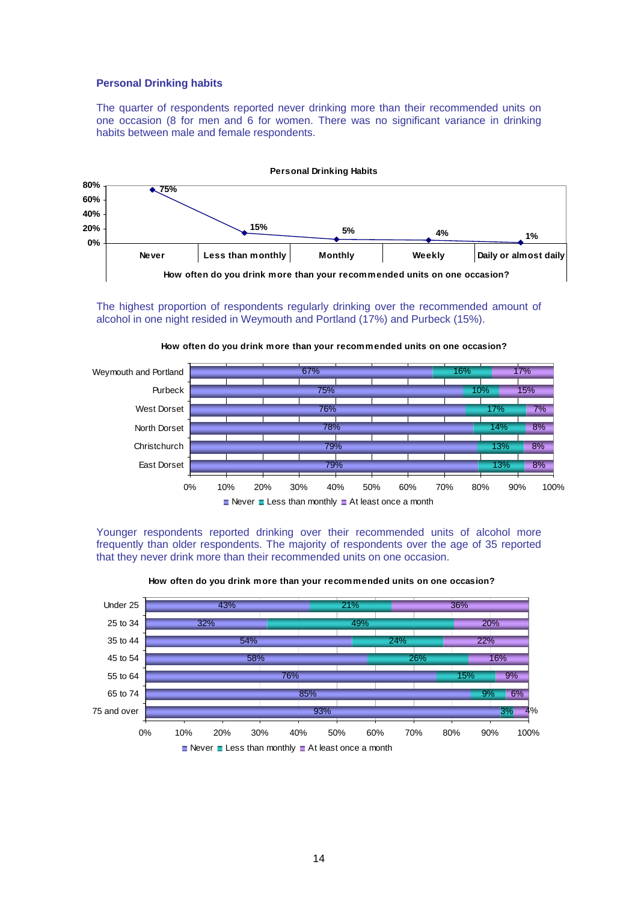### Personal Drinking habits

The quarter of respondents reported never drinking more than their recommended units on one occasion (8 for men and 6 for women. There was no significant variance in drinking habits between male and female respondents.

**Personal Drinking Habits**

| How often do you drink more than your recommended units on one occasion? | % |
|---|---|
| Never | 75% |
| Less than monthly | 15% |
| Monthly | 5% |
| Weekly | 4% |
| Daily or almost daily | 1% |

The highest proportion of respondents regularly drinking over the recommended amount of alcohol in one night resided in Weymouth and Portland (17%) and Purbeck (15%).

**How often do you drink more than your recommended units on one occasion?**

| | Never | Less than monthly | At least once a month |
|---|---|---|---|
| Weymouth and Portland | 67% | 16% | 17% |
| Purbeck | 75% | 10% | 15% |
| West Dorset | 76% | 17% | 7% |
| North Dorset | 78% | 14% | 8% |
| Christchurch | 79% | 13% | 8% |
| East Dorset | 79% | 13% | 8% |

Younger respondents reported drinking over their recommended units of alcohol more frequently than older respondents. The majority of respondents over the age of 35 reported that they never drink more than their recommended units on one occasion.

**How often do you drink more than your recommended units on one occasion?**

| | Never | Less than monthly | At least once a month |
|---|---|---|---|
| Under 25 | 43% | 21% | 36% |
| 25 to 34 | 32% | 49% | 20% |
| 35 to 44 | 54% | 24% | 22% |
| 45 to 54 | 58% | 26% | 16% |
| 55 to 64 | 76% | 15% | 9% |
| 65 to 74 | 85% | 9% | 6% |
| 75 and over | 93% | 3% | 4% |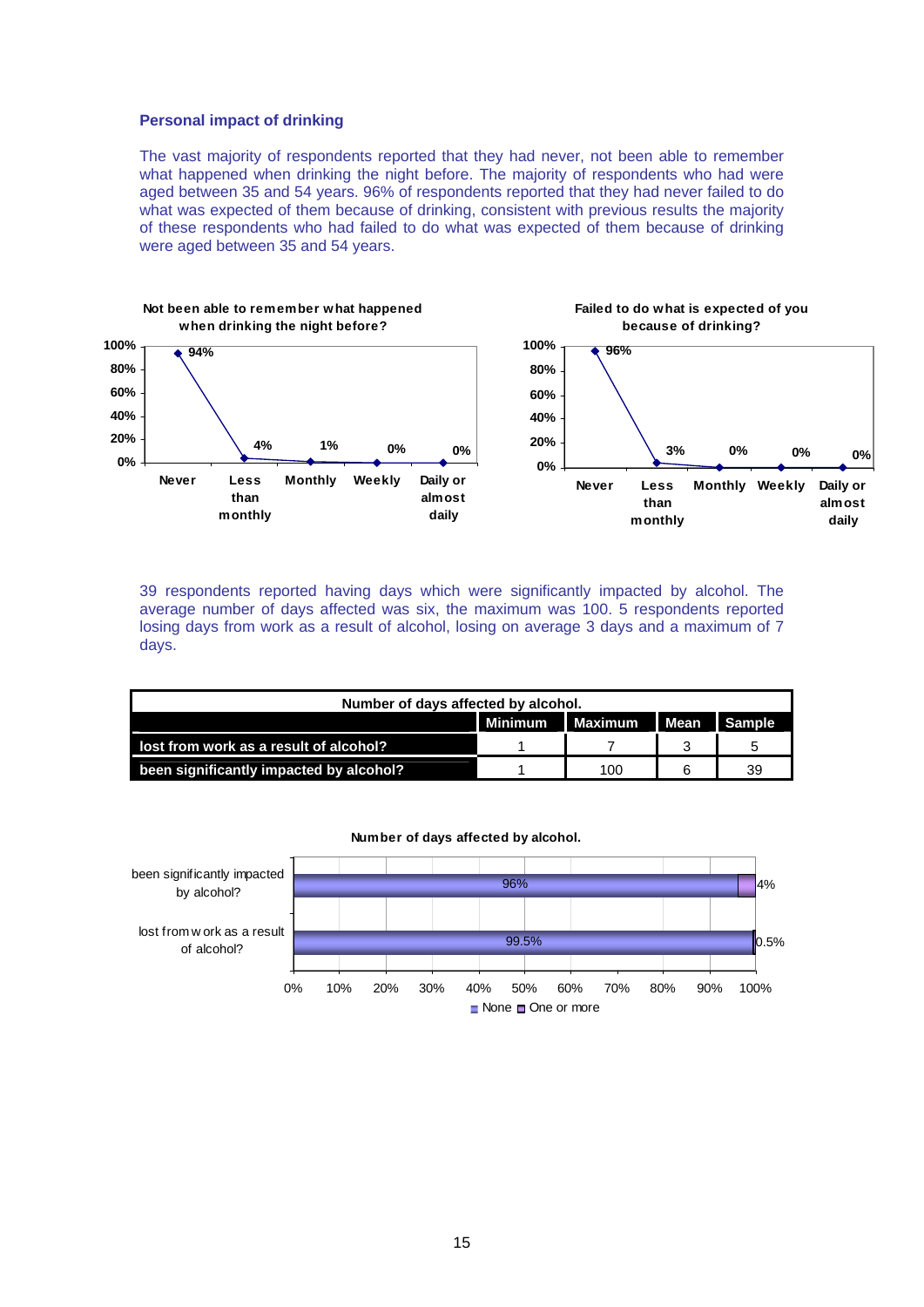## Personal impact of drinking

The vast majority of respondents reported that they had never, not been able to remember what happened when drinking the night before. The majority of respondents who had were aged between 35 and 54 years. 96% of respondents reported that they had never failed to do what was expected of them because of drinking, consistent with previous results the majority of these respondents who had failed to do what was expected of them because of drinking were aged between 35 and 54 years.

**Not been able to remember what happened when drinking the night before?**

| Never | Less than monthly | Monthly | Weekly | Daily or almost daily |
|---|---|---|---|---|
| 94% | 4% | 1% | 0% | 0% |

**Failed to do what is expected of you because of drinking?**

| Never | Less than monthly | Monthly | Weekly | Daily or almost daily |
|---|---|---|---|---|
| 96% | 3% | 0% | 0% | 0% |

39 respondents reported having days which were significantly impacted by alcohol. The average number of days affected was six, the maximum was 100. 5 respondents reported losing days from work as a result of alcohol, losing on average 3 days and a maximum of 7 days.

| Number of days affected by alcohol. | Minimum | Maximum | Mean | Sample |
|---|---|---|---|---|
| lost from work as a result of alcohol? | 1 | 7 | 3 | 5 |
| been significantly impacted by alcohol? | 1 | 100 | 6 | 39 |

**Number of days affected by alcohol.**

| | None | One or more |
|---|---|---|
| been significantly impacted by alcohol? | 96% | 4% |
| lost from work as a result of alcohol? | 99.5% | 0.5% |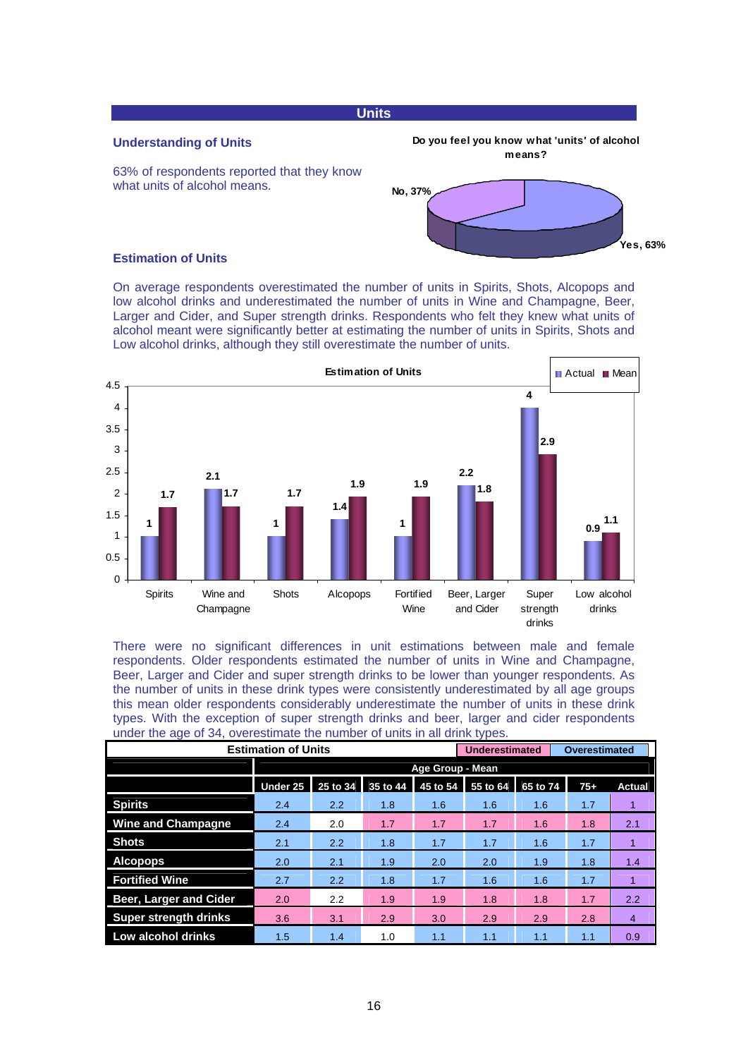## Units

### Understanding of Units

63% of respondents reported that they know what units of alcohol means.

**Do you feel you know what 'units' of alcohol means?**

No, 37%

Yes, 63%

### Estimation of Units

On average respondents overestimated the number of units in Spirits, Shots, Alcopops and low alcohol drinks and underestimated the number of units in Wine and Champagne, Beer, Larger and Cider, and Super strength drinks. Respondents who felt they knew what units of alcohol meant were significantly better at estimating the number of units in Spirits, Shots and Low alcohol drinks, although they still overestimate the number of units.

**Estimation of Units**

| | Actual | Mean |
|---|---|---|
| Spirits | 1 | 1.7 |
| Wine and Champagne | 2.1 | 1.7 |
| Shots | 1 | 1.7 |
| Alcopops | 1.4 | 1.9 |
| Fortified Wine | 1 | 1.9 |
| Beer, Larger and Cider | 2.2 | 1.8 |
| Super strength drinks | 4 | 2.9 |
| Low alcohol drinks | 0.9 | 1.1 |

There were no significant differences in unit estimations between male and female respondents. Older respondents estimated the number of units in Wine and Champagne, Beer, Larger and Cider and super strength drinks to be lower than younger respondents. As the number of units in these drink types were consistently underestimated by all age groups this mean older respondents considerably underestimate the number of units in these drink types. With the exception of super strength drinks and beer, larger and cider respondents under the age of 34, overestimate the number of units in all drink types.

**Estimation of Units** (Underestimated / Overestimated)

| | Age Group - Mean | | | | | | | |
|---|---|---|---|---|---|---|---|---|
| | Under 25 | 25 to 34 | 35 to 44 | 45 to 54 | 55 to 64 | 65 to 74 | 75+ | Actual |
| Spirits | 2.4 | 2.2 | 1.8 | 1.6 | 1.6 | 1.6 | 1.7 | 1 |
| Wine and Champagne | 2.4 | 2.0 | 1.7 | 1.7 | 1.7 | 1.6 | 1.8 | 2.1 |
| Shots | 2.1 | 2.2 | 1.8 | 1.7 | 1.7 | 1.6 | 1.7 | 1 |
| Alcopops | 2.0 | 2.1 | 1.9 | 2.0 | 2.0 | 1.9 | 1.8 | 1.4 |
| Fortified Wine | 2.7 | 2.2 | 1.8 | 1.7 | 1.6 | 1.6 | 1.7 | 1 |
| Beer, Larger and Cider | 2.0 | 2.2 | 1.9 | 1.9 | 1.8 | 1.8 | 1.7 | 2.2 |
| Super strength drinks | 3.6 | 3.1 | 2.9 | 3.0 | 2.9 | 2.9 | 2.8 | 4 |
| Low alcohol drinks | 1.5 | 1.4 | 1.0 | 1.1 | 1.1 | 1.1 | 1.1 | 0.9 |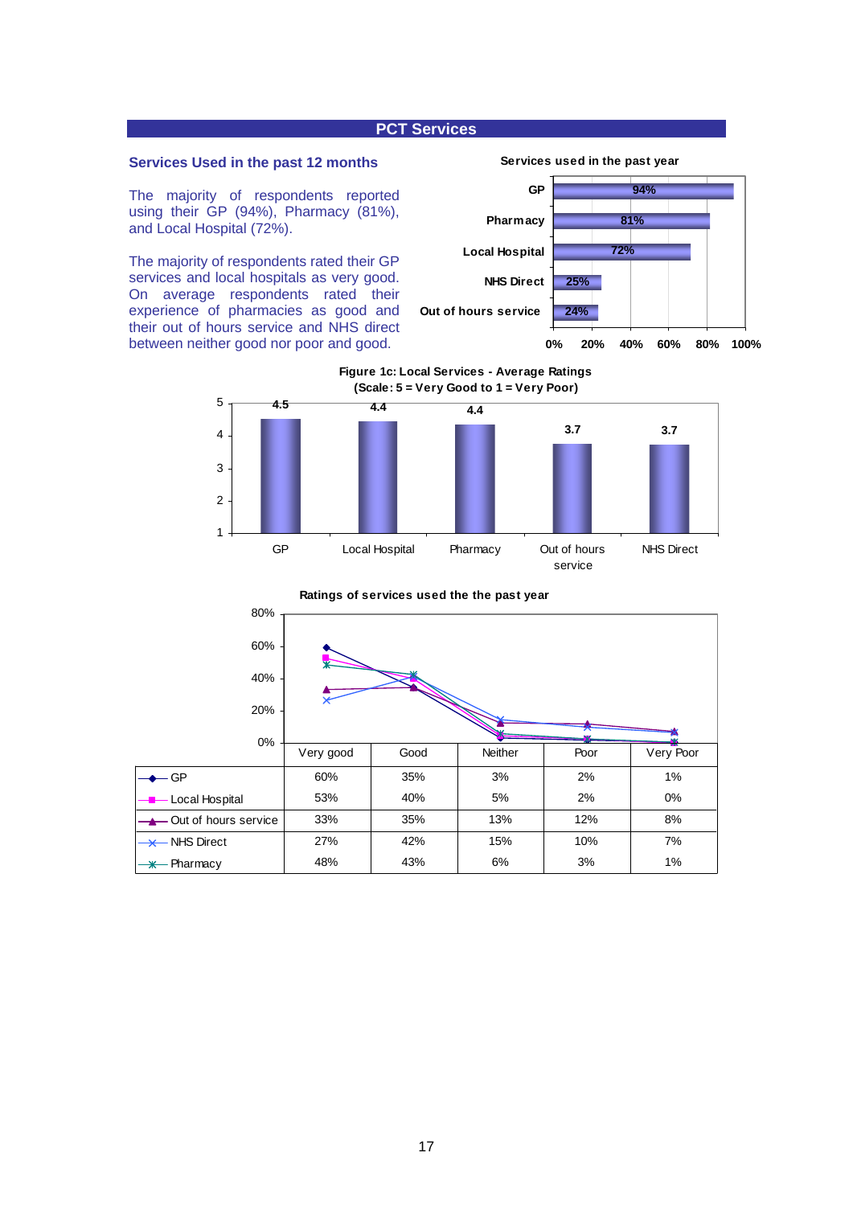## PCT Services

### Services Used in the past 12 months

The majority of respondents reported using their GP (94%), Pharmacy (81%), and Local Hospital (72%).

The majority of respondents rated their GP services and local hospitals as very good. On average respondents rated their experience of pharmacies as good and their out of hours service and NHS direct between neither good nor poor and good.

**Services used in the past year**

| Service | % |
|---|---|
| GP | 94% |
| Pharmacy | 81% |
| Local Hospital | 72% |
| NHS Direct | 25% |
| Out of hours service | 24% |

**Figure 1c: Local Services - Average Ratings (Scale: 5 = Very Good to 1 = Very Poor)**

| Service | Average rating |
|---|---|
| GP | 4.5 |
| Local Hospital | 4.4 |
| Pharmacy | 4.4 |
| Out of hours service | 3.7 |
| NHS Direct | 3.7 |

**Ratings of services used the the past year**

| | Very good | Good | Neither | Poor | Very Poor |
|---|---|---|---|---|---|
| GP | 60% | 35% | 3% | 2% | 1% |
| Local Hospital | 53% | 40% | 5% | 2% | 0% |
| Out of hours service | 33% | 35% | 13% | 12% | 8% |
| NHS Direct | 27% | 42% | 15% | 10% | 7% |
| Pharmacy | 48% | 43% | 6% | 3% | 1% |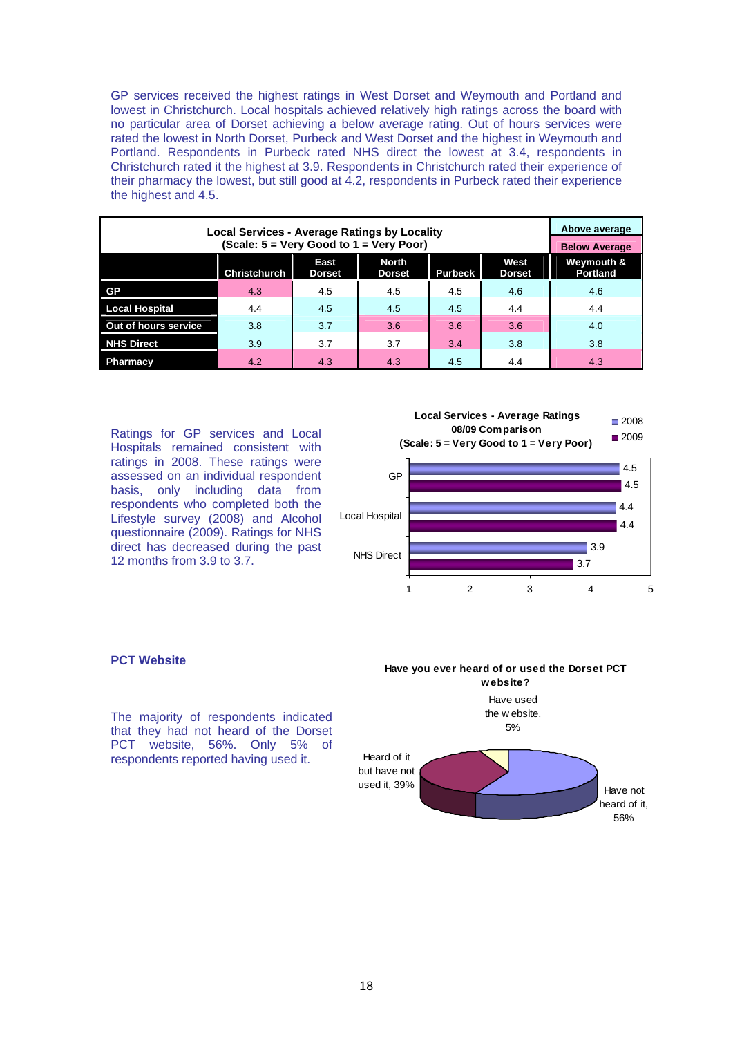GP services received the highest ratings in West Dorset and Weymouth and Portland and lowest in Christchurch. Local hospitals achieved relatively high ratings across the board with no particular area of Dorset achieving a below average rating. Out of hours services were rated the lowest in North Dorset, Purbeck and West Dorset and the highest in Weymouth and Portland. Respondents in Purbeck rated NHS direct the lowest at 3.4, respondents in Christchurch rated it the highest at 3.9. Respondents in Christchurch rated their experience of their pharmacy the lowest, but still good at 4.2, respondents in Purbeck rated their experience the highest and 4.5.

**Local Services - Average Ratings by Locality (Scale: 5 = Very Good to 1 = Very Poor)**

Legend: Above average / Below Average

| | Christchurch | East Dorset | North Dorset | Purbeck | West Dorset | Weymouth & Portland |
|---|---|---|---|---|---|---|
| GP | 4.3 | 4.5 | 4.5 | 4.5 | 4.6 | 4.6 |
| Local Hospital | 4.4 | 4.5 | 4.5 | 4.5 | 4.4 | 4.4 |
| Out of hours service | 3.8 | 3.7 | 3.6 | 3.6 | 3.6 | 4.0 |
| NHS Direct | 3.9 | 3.7 | 3.7 | 3.4 | 3.8 | 3.8 |
| Pharmacy | 4.2 | 4.3 | 4.3 | 4.5 | 4.4 | 4.3 |

Ratings for GP services and Local Hospitals remained consistent with ratings in 2008. These ratings were assessed on an individual respondent basis, only including data from respondents who completed both the Lifestyle survey (2008) and Alcohol questionnaire (2009). Ratings for NHS direct has decreased during the past 12 months from 3.9 to 3.7.

**Local Services - Average Ratings 08/09 Comparison (Scale: 5 = Very Good to 1 = Very Poor)**

| | 2008 | 2009 |
|---|---|---|
| GP | 4.5 | 4.5 |
| Local Hospital | 4.4 | 4.4 |
| NHS Direct | 3.9 | 3.7 |

## PCT Website

The majority of respondents indicated that they had not heard of the Dorset PCT website, 56%. Only 5% of respondents reported having used it.

**Have you ever heard of or used the Dorset PCT website?**

| Response | % |
|---|---|
| Have used the website | 5% |
| Heard of it but have not used it | 39% |
| Have not heard of it | 56% |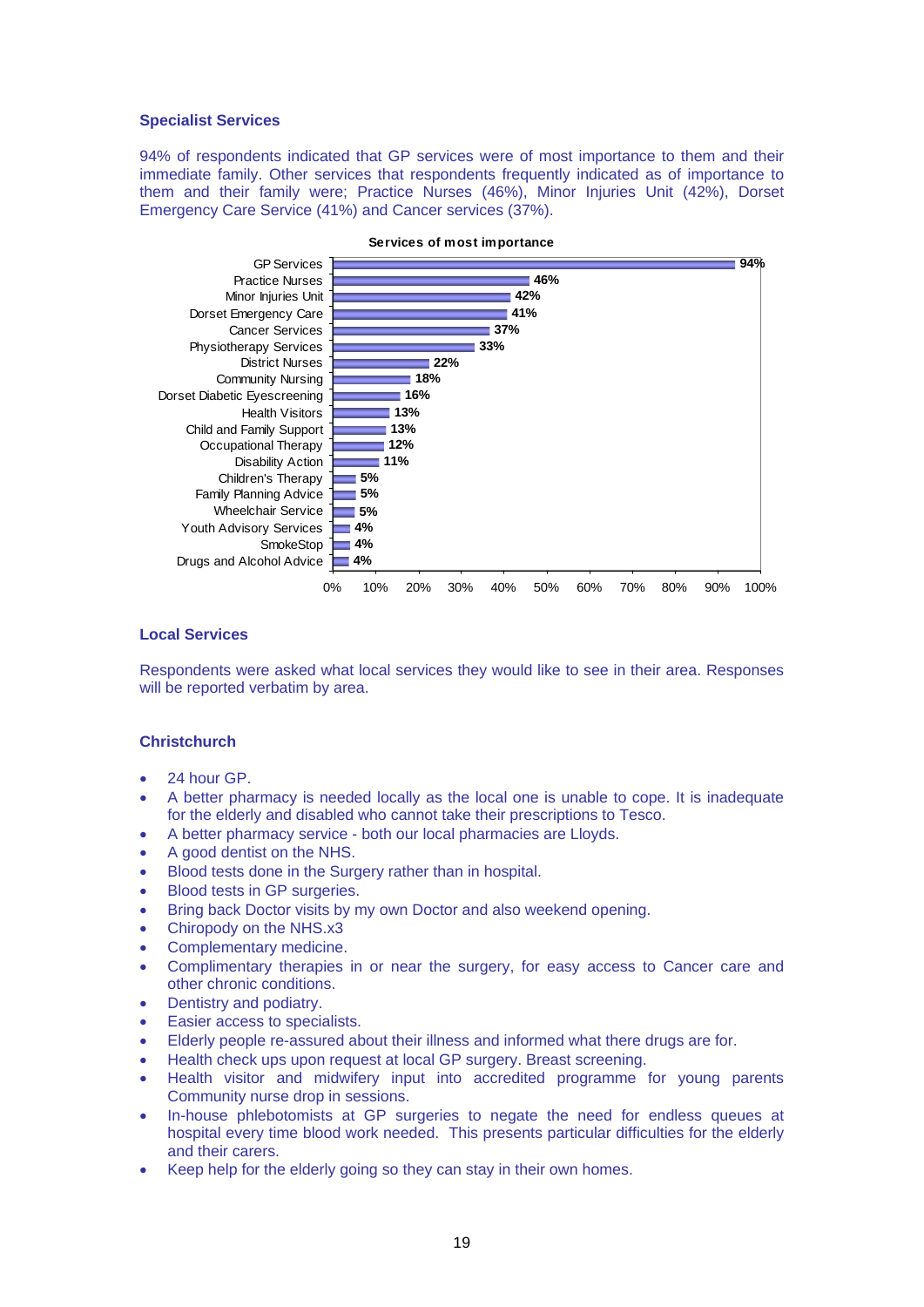### Specialist Services

94% of respondents indicated that GP services were of most importance to them and their immediate family. Other services that respondents frequently indicated as of importance to them and their family were; Practice Nurses (46%), Minor Injuries Unit (42%), Dorset Emergency Care Service (41%) and Cancer services (37%).

**Services of most importance**

| Service | % |
|---|---|
| GP Services | 94% |
| Practice Nurses | 46% |
| Minor Injuries Unit | 42% |
| Dorset Emergency Care | 41% |
| Cancer Services | 37% |
| Physiotherapy Services | 33% |
| District Nurses | 22% |
| Community Nursing | 18% |
| Dorset Diabetic Eyescreening | 16% |
| Health Visitors | 13% |
| Child and Family Support | 13% |
| Occupational Therapy | 12% |
| Disability Action | 11% |
| Children's Therapy | 5% |
| Family Planning Advice | 5% |
| Wheelchair Service | 5% |
| Youth Advisory Services | 4% |
| SmokeStop | 4% |
| Drugs and Alcohol Advice | 4% |

### Local Services

Respondents were asked what local services they would like to see in their area. Responses will be reported verbatim by area.

### Christchurch

- 24 hour GP.
- A better pharmacy is needed locally as the local one is unable to cope. It is inadequate for the elderly and disabled who cannot take their prescriptions to Tesco.
- A better pharmacy service - both our local pharmacies are Lloyds.
- A good dentist on the NHS.
- Blood tests done in the Surgery rather than in hospital.
- Blood tests in GP surgeries.
- Bring back Doctor visits by my own Doctor and also weekend opening.
- Chiropody on the NHS.x3
- Complementary medicine.
- Complimentary therapies in or near the surgery, for easy access to Cancer care and other chronic conditions.
- Dentistry and podiatry.
- Easier access to specialists.
- Elderly people re-assured about their illness and informed what there drugs are for.
- Health check ups upon request at local GP surgery. Breast screening.
- Health visitor and midwifery input into accredited programme for young parents Community nurse drop in sessions.
- In-house phlebotomists at GP surgeries to negate the need for endless queues at hospital every time blood work needed. This presents particular difficulties for the elderly and their carers.
- Keep help for the elderly going so they can stay in their own homes.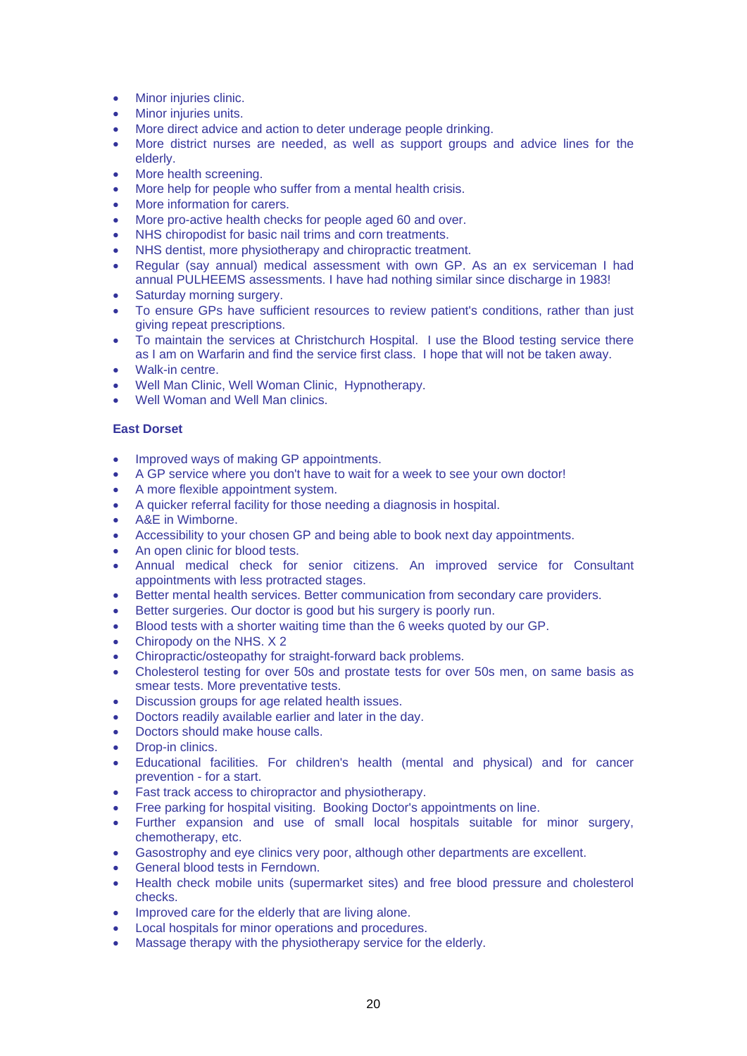- Minor injuries clinic.
- Minor injuries units.
- More direct advice and action to deter underage people drinking.
- More district nurses are needed, as well as support groups and advice lines for the elderly.
- More health screening.
- More help for people who suffer from a mental health crisis.
- More information for carers.
- More pro-active health checks for people aged 60 and over.
- NHS chiropodist for basic nail trims and corn treatments.
- NHS dentist, more physiotherapy and chiropractic treatment.
- Regular (say annual) medical assessment with own GP. As an ex serviceman I had annual PULHEEMS assessments. I have had nothing similar since discharge in 1983!
- Saturday morning surgery.
- To ensure GPs have sufficient resources to review patient's conditions, rather than just giving repeat prescriptions.
- To maintain the services at Christchurch Hospital. I use the Blood testing service there as I am on Warfarin and find the service first class. I hope that will not be taken away.
- Walk-in centre.
- Well Man Clinic, Well Woman Clinic, Hypnotherapy.
- Well Woman and Well Man clinics.

**East Dorset**

- Improved ways of making GP appointments.
- A GP service where you don't have to wait for a week to see your own doctor!
- A more flexible appointment system.
- A quicker referral facility for those needing a diagnosis in hospital.
- A&E in Wimborne.
- Accessibility to your chosen GP and being able to book next day appointments.
- An open clinic for blood tests.
- Annual medical check for senior citizens. An improved service for Consultant appointments with less protracted stages.
- Better mental health services. Better communication from secondary care providers.
- Better surgeries. Our doctor is good but his surgery is poorly run.
- Blood tests with a shorter waiting time than the 6 weeks quoted by our GP.
- Chiropody on the NHS. X 2
- Chiropractic/osteopathy for straight-forward back problems.
- Cholesterol testing for over 50s and prostate tests for over 50s men, on same basis as smear tests. More preventative tests.
- Discussion groups for age related health issues.
- Doctors readily available earlier and later in the day.
- Doctors should make house calls.
- Drop-in clinics.
- Educational facilities. For children's health (mental and physical) and for cancer prevention - for a start.
- Fast track access to chiropractor and physiotherapy.
- Free parking for hospital visiting. Booking Doctor's appointments on line.
- Further expansion and use of small local hospitals suitable for minor surgery, chemotherapy, etc.
- Gasostrophy and eye clinics very poor, although other departments are excellent.
- General blood tests in Ferndown.
- Health check mobile units (supermarket sites) and free blood pressure and cholesterol checks.
- Improved care for the elderly that are living alone.
- Local hospitals for minor operations and procedures.
- Massage therapy with the physiotherapy service for the elderly.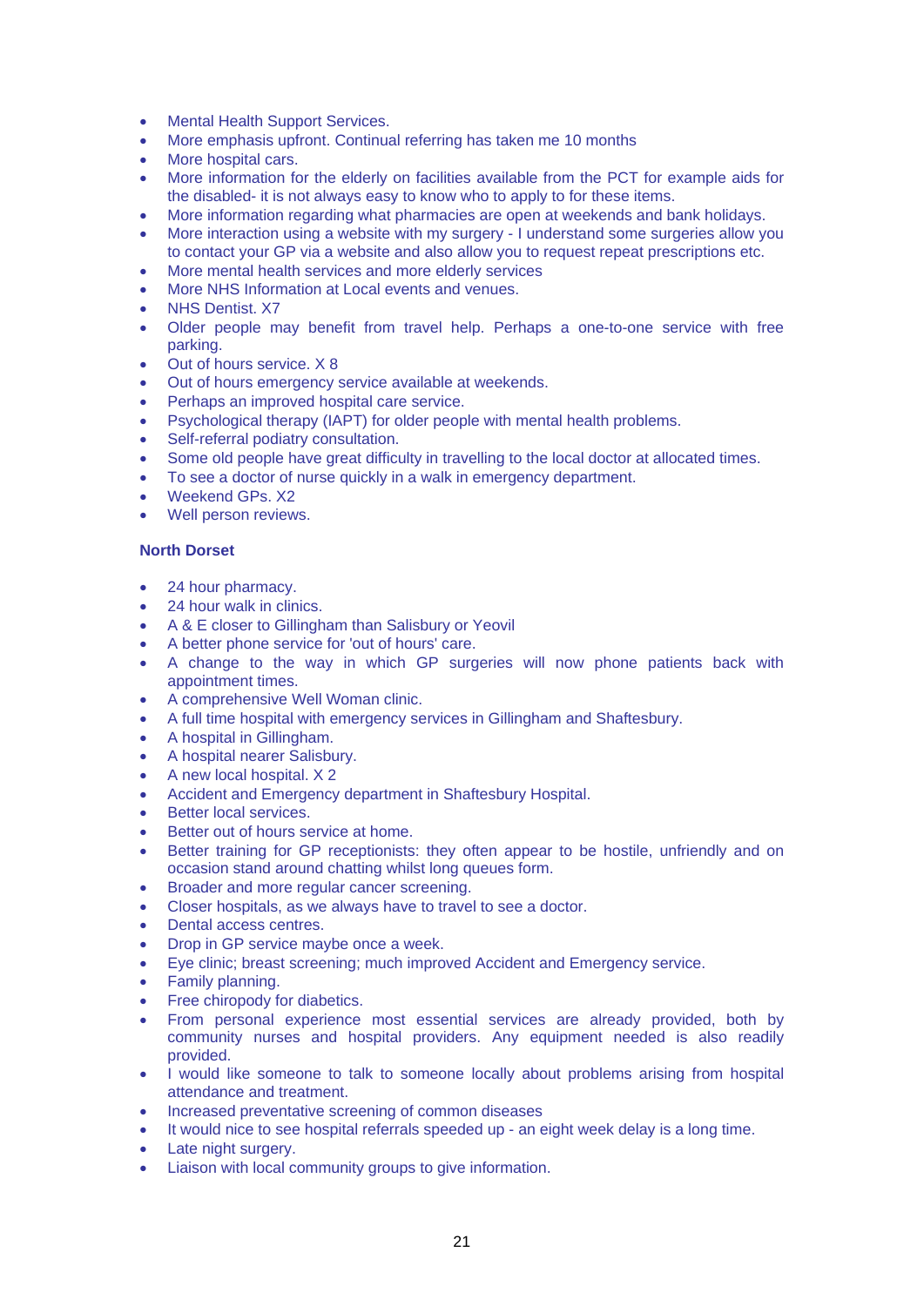- Mental Health Support Services.
- More emphasis upfront. Continual referring has taken me 10 months
- More hospital cars.
- More information for the elderly on facilities available from the PCT for example aids for the disabled- it is not always easy to know who to apply to for these items.
- More information regarding what pharmacies are open at weekends and bank holidays.
- More interaction using a website with my surgery - I understand some surgeries allow you to contact your GP via a website and also allow you to request repeat prescriptions etc.
- More mental health services and more elderly services
- More NHS Information at Local events and venues.
- NHS Dentist. X7
- Older people may benefit from travel help. Perhaps a one-to-one service with free parking.
- Out of hours service. X 8
- Out of hours emergency service available at weekends.
- Perhaps an improved hospital care service.
- Psychological therapy (IAPT) for older people with mental health problems.
- Self-referral podiatry consultation.
- Some old people have great difficulty in travelling to the local doctor at allocated times.
- To see a doctor of nurse quickly in a walk in emergency department.
- Weekend GPs. X2
- Well person reviews.

**North Dorset**

- 24 hour pharmacy.
- 24 hour walk in clinics.
- A & E closer to Gillingham than Salisbury or Yeovil
- A better phone service for 'out of hours' care.
- A change to the way in which GP surgeries will now phone patients back with appointment times.
- A comprehensive Well Woman clinic.
- A full time hospital with emergency services in Gillingham and Shaftesbury.
- A hospital in Gillingham.
- A hospital nearer Salisbury.
- A new local hospital. X 2
- Accident and Emergency department in Shaftesbury Hospital.
- Better local services.
- Better out of hours service at home.
- Better training for GP receptionists: they often appear to be hostile, unfriendly and on occasion stand around chatting whilst long queues form.
- Broader and more regular cancer screening.
- Closer hospitals, as we always have to travel to see a doctor.
- Dental access centres.
- Drop in GP service maybe once a week.
- Eye clinic; breast screening; much improved Accident and Emergency service.
- Family planning.
- Free chiropody for diabetics.
- From personal experience most essential services are already provided, both by community nurses and hospital providers. Any equipment needed is also readily provided.
- I would like someone to talk to someone locally about problems arising from hospital attendance and treatment.
- Increased preventative screening of common diseases
- It would nice to see hospital referrals speeded up - an eight week delay is a long time.
- Late night surgery.
- Liaison with local community groups to give information.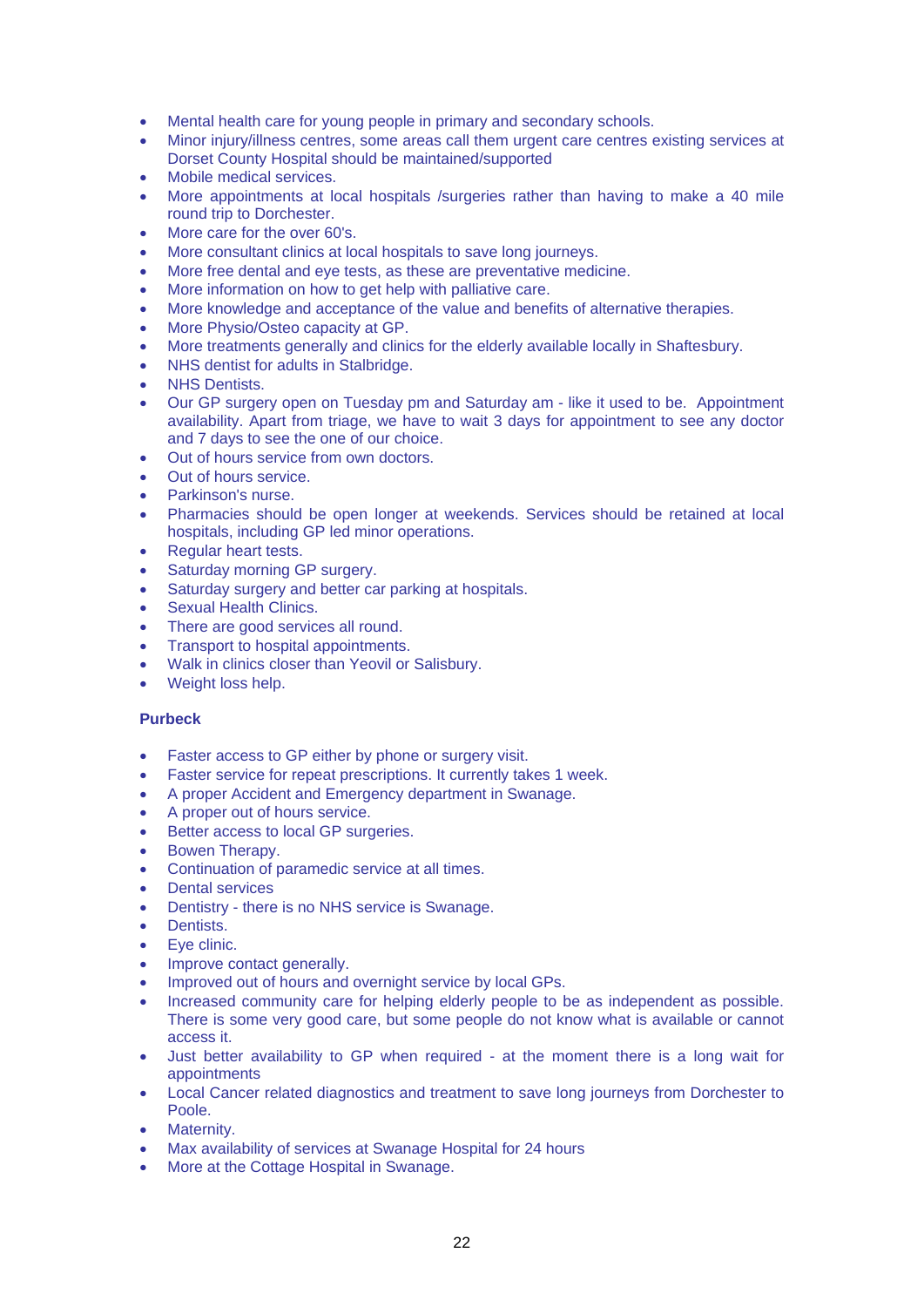- Mental health care for young people in primary and secondary schools.
- Minor injury/illness centres, some areas call them urgent care centres existing services at Dorset County Hospital should be maintained/supported
- Mobile medical services.
- More appointments at local hospitals /surgeries rather than having to make a 40 mile round trip to Dorchester.
- More care for the over 60's.
- More consultant clinics at local hospitals to save long journeys.
- More free dental and eye tests, as these are preventative medicine.
- More information on how to get help with palliative care.
- More knowledge and acceptance of the value and benefits of alternative therapies.
- More Physio/Osteo capacity at GP.
- More treatments generally and clinics for the elderly available locally in Shaftesbury.
- NHS dentist for adults in Stalbridge.
- NHS Dentists.
- Our GP surgery open on Tuesday pm and Saturday am - like it used to be. Appointment availability. Apart from triage, we have to wait 3 days for appointment to see any doctor and 7 days to see the one of our choice.
- Out of hours service from own doctors.
- Out of hours service.
- Parkinson's nurse.
- Pharmacies should be open longer at weekends. Services should be retained at local hospitals, including GP led minor operations.
- Regular heart tests.
- Saturday morning GP surgery.
- Saturday surgery and better car parking at hospitals.
- Sexual Health Clinics.
- There are good services all round.
- Transport to hospital appointments.
- Walk in clinics closer than Yeovil or Salisbury.
- Weight loss help.

**Purbeck**

- Faster access to GP either by phone or surgery visit.
- Faster service for repeat prescriptions. It currently takes 1 week.
- A proper Accident and Emergency department in Swanage.
- A proper out of hours service.
- Better access to local GP surgeries.
- Bowen Therapy.
- Continuation of paramedic service at all times.
- Dental services
- Dentistry - there is no NHS service is Swanage.
- Dentists.
- Eye clinic.
- Improve contact generally.
- Improved out of hours and overnight service by local GPs.
- Increased community care for helping elderly people to be as independent as possible. There is some very good care, but some people do not know what is available or cannot access it.
- Just better availability to GP when required - at the moment there is a long wait for appointments
- Local Cancer related diagnostics and treatment to save long journeys from Dorchester to Poole.
- Maternity.
- Max availability of services at Swanage Hospital for 24 hours
- More at the Cottage Hospital in Swanage.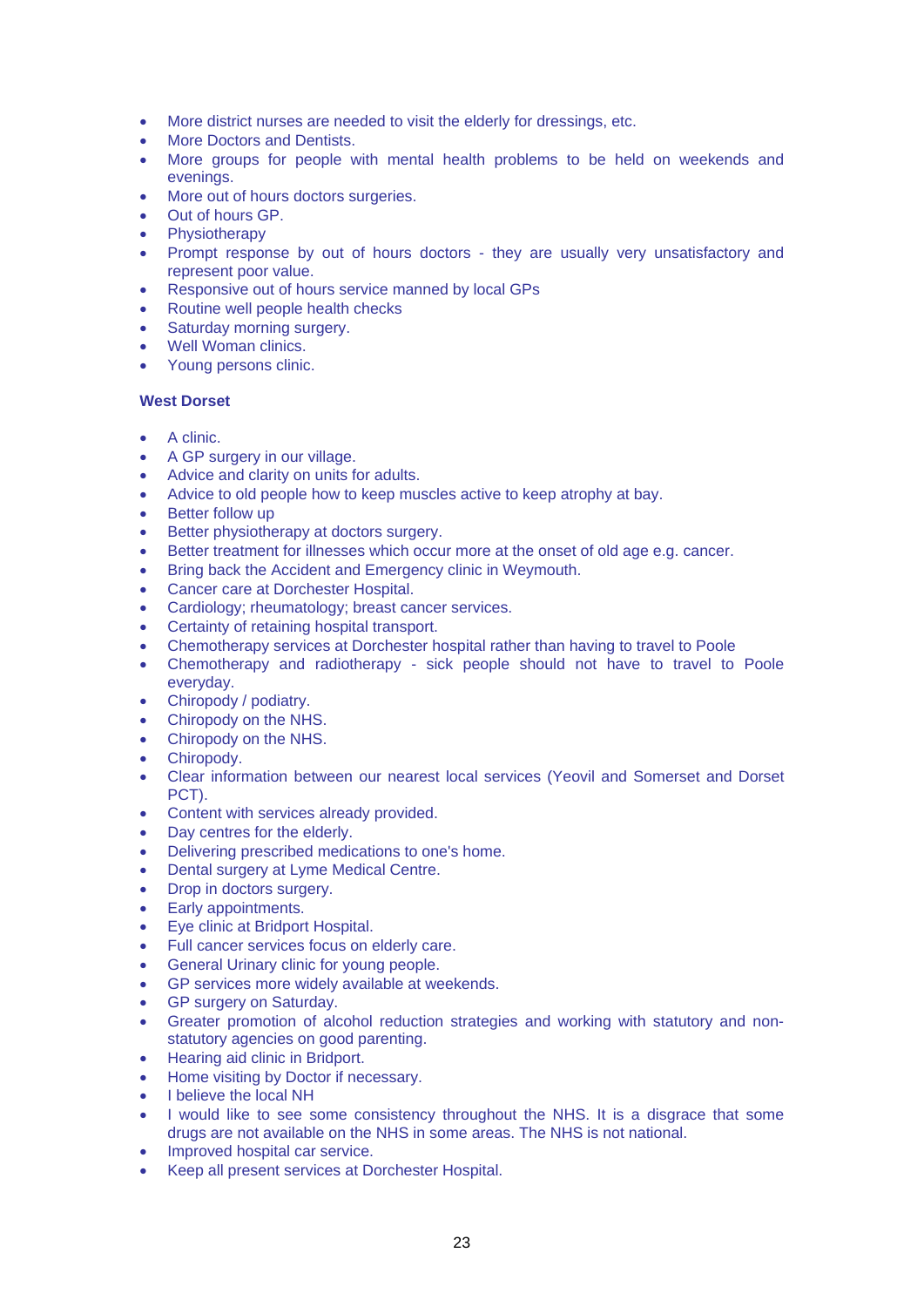- More district nurses are needed to visit the elderly for dressings, etc.
- More Doctors and Dentists.
- More groups for people with mental health problems to be held on weekends and evenings.
- More out of hours doctors surgeries.
- Out of hours GP.
- Physiotherapy
- Prompt response by out of hours doctors - they are usually very unsatisfactory and represent poor value.
- Responsive out of hours service manned by local GPs
- Routine well people health checks
- Saturday morning surgery.
- Well Woman clinics.
- Young persons clinic.

**West Dorset**

- A clinic.
- A GP surgery in our village.
- Advice and clarity on units for adults.
- Advice to old people how to keep muscles active to keep atrophy at bay.
- Better follow up
- Better physiotherapy at doctors surgery.
- Better treatment for illnesses which occur more at the onset of old age e.g. cancer.
- Bring back the Accident and Emergency clinic in Weymouth.
- Cancer care at Dorchester Hospital.
- Cardiology; rheumatology; breast cancer services.
- Certainty of retaining hospital transport.
- Chemotherapy services at Dorchester hospital rather than having to travel to Poole
- Chemotherapy and radiotherapy - sick people should not have to travel to Poole everyday.
- Chiropody / podiatry.
- Chiropody on the NHS.
- Chiropody on the NHS.
- Chiropody.
- Clear information between our nearest local services (Yeovil and Somerset and Dorset PCT).
- Content with services already provided.
- Day centres for the elderly.
- Delivering prescribed medications to one's home.
- Dental surgery at Lyme Medical Centre.
- Drop in doctors surgery.
- Early appointments.
- Eye clinic at Bridport Hospital.
- Full cancer services focus on elderly care.
- General Urinary clinic for young people.
- GP services more widely available at weekends.
- GP surgery on Saturday.
- Greater promotion of alcohol reduction strategies and working with statutory and non-statutory agencies on good parenting.
- Hearing aid clinic in Bridport.
- Home visiting by Doctor if necessary.
- I believe the local NH
- I would like to see some consistency throughout the NHS. It is a disgrace that some drugs are not available on the NHS in some areas. The NHS is not national.
- Improved hospital car service.
- Keep all present services at Dorchester Hospital.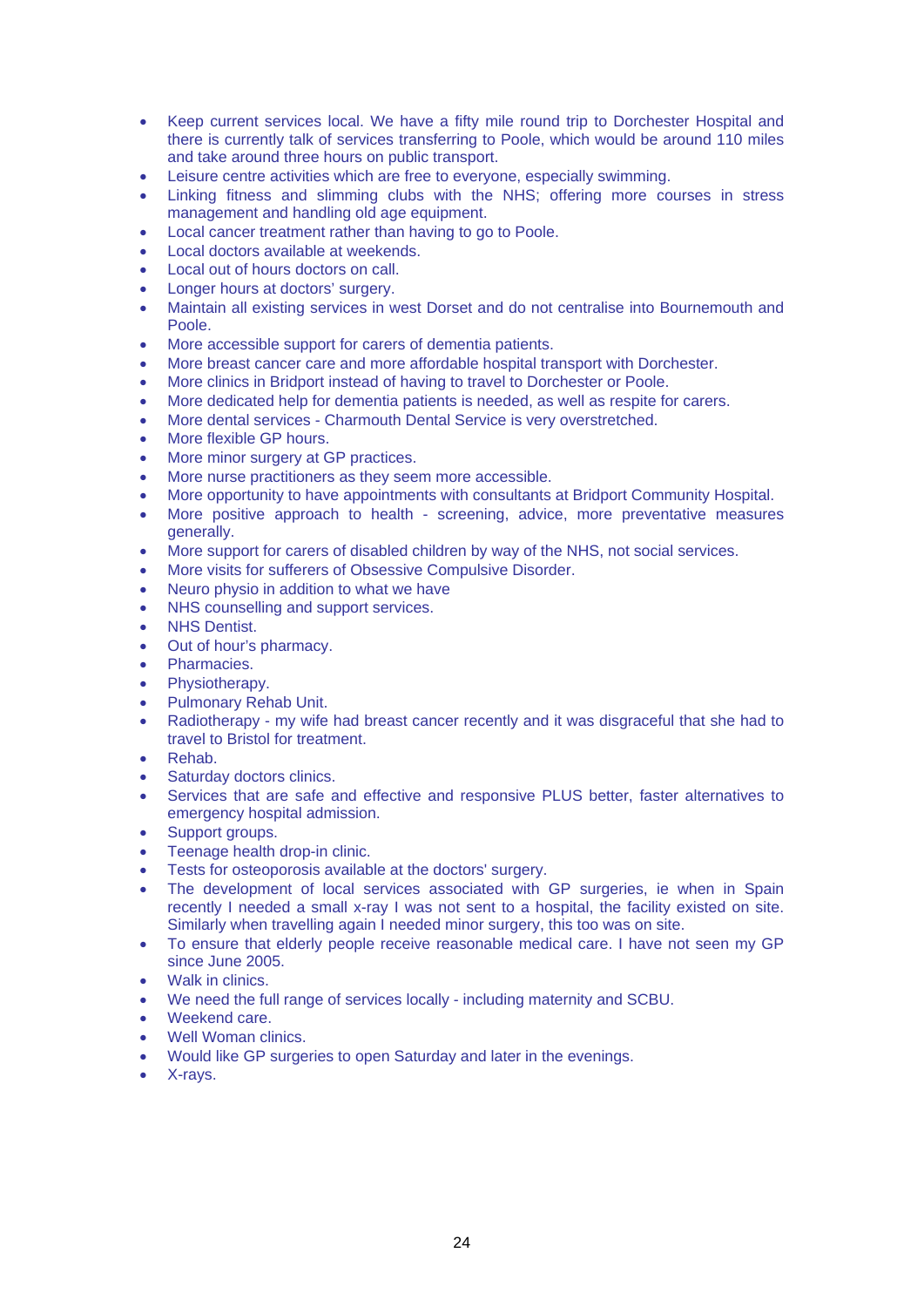- Keep current services local. We have a fifty mile round trip to Dorchester Hospital and there is currently talk of services transferring to Poole, which would be around 110 miles and take around three hours on public transport.
- Leisure centre activities which are free to everyone, especially swimming.
- Linking fitness and slimming clubs with the NHS; offering more courses in stress management and handling old age equipment.
- Local cancer treatment rather than having to go to Poole.
- Local doctors available at weekends.
- Local out of hours doctors on call.
- Longer hours at doctors' surgery.
- Maintain all existing services in west Dorset and do not centralise into Bournemouth and Poole.
- More accessible support for carers of dementia patients.
- More breast cancer care and more affordable hospital transport with Dorchester.
- More clinics in Bridport instead of having to travel to Dorchester or Poole.
- More dedicated help for dementia patients is needed, as well as respite for carers.
- More dental services - Charmouth Dental Service is very overstretched.
- More flexible GP hours.
- More minor surgery at GP practices.
- More nurse practitioners as they seem more accessible.
- More opportunity to have appointments with consultants at Bridport Community Hospital.
- More positive approach to health - screening, advice, more preventative measures generally.
- More support for carers of disabled children by way of the NHS, not social services.
- More visits for sufferers of Obsessive Compulsive Disorder.
- Neuro physio in addition to what we have
- NHS counselling and support services.
- NHS Dentist.
- Out of hour's pharmacy.
- Pharmacies.
- Physiotherapy.
- Pulmonary Rehab Unit.
- Radiotherapy - my wife had breast cancer recently and it was disgraceful that she had to travel to Bristol for treatment.
- Rehab.
- Saturday doctors clinics.
- Services that are safe and effective and responsive PLUS better, faster alternatives to emergency hospital admission.
- Support groups.
- Teenage health drop-in clinic.
- Tests for osteoporosis available at the doctors' surgery.
- The development of local services associated with GP surgeries, ie when in Spain recently I needed a small x-ray I was not sent to a hospital, the facility existed on site. Similarly when travelling again I needed minor surgery, this too was on site.
- To ensure that elderly people receive reasonable medical care. I have not seen my GP since June 2005.
- Walk in clinics.
- We need the full range of services locally - including maternity and SCBU.
- Weekend care.
- Well Woman clinics.
- Would like GP surgeries to open Saturday and later in the evenings.
- X-rays.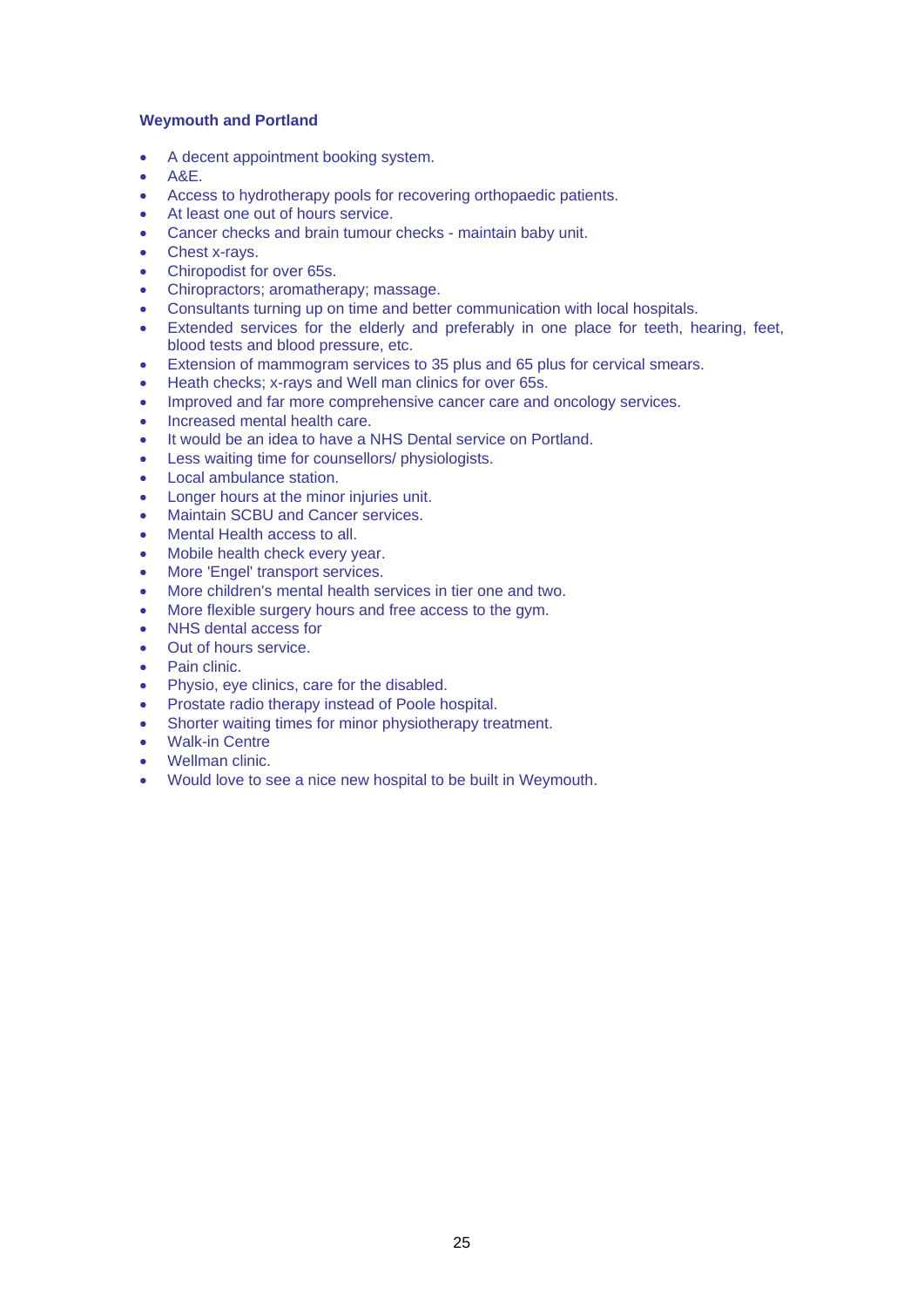**Weymouth and Portland**

- A decent appointment booking system.
- A&E.
- Access to hydrotherapy pools for recovering orthopaedic patients.
- At least one out of hours service.
- Cancer checks and brain tumour checks - maintain baby unit.
- Chest x-rays.
- Chiropodist for over 65s.
- Chiropractors; aromatherapy; massage.
- Consultants turning up on time and better communication with local hospitals.
- Extended services for the elderly and preferably in one place for teeth, hearing, feet, blood tests and blood pressure, etc.
- Extension of mammogram services to 35 plus and 65 plus for cervical smears.
- Heath checks; x-rays and Well man clinics for over 65s.
- Improved and far more comprehensive cancer care and oncology services.
- Increased mental health care.
- It would be an idea to have a NHS Dental service on Portland.
- Less waiting time for counsellors/ physiologists.
- Local ambulance station.
- Longer hours at the minor injuries unit.
- Maintain SCBU and Cancer services.
- Mental Health access to all.
- Mobile health check every year.
- More 'Engel' transport services.
- More children's mental health services in tier one and two.
- More flexible surgery hours and free access to the gym.
- NHS dental access for
- Out of hours service.
- Pain clinic.
- Physio, eye clinics, care for the disabled.
- Prostate radio therapy instead of Poole hospital.
- Shorter waiting times for minor physiotherapy treatment.
- Walk-in Centre
- Wellman clinic.
- Would love to see a nice new hospital to be built in Weymouth.